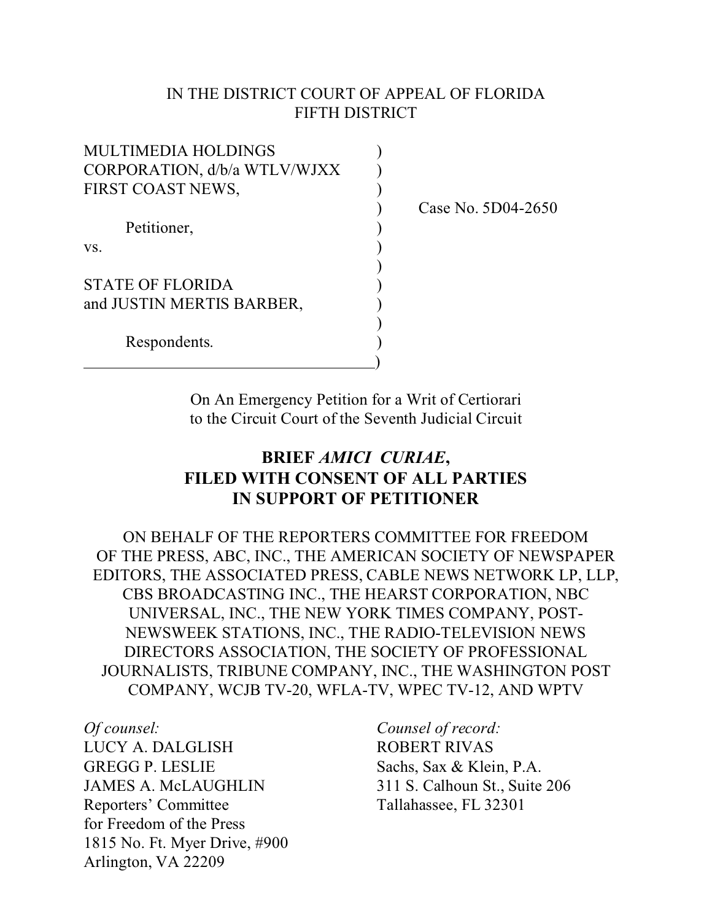IN THE DISTRICT COURT OF APPEAL OF FLORIDA
FIFTH DISTRICT

MULTIMEDIA HOLDINGS CORPORATION, d/b/a WTLV/WJXX FIRST COAST NEWS,

Petitioner,

vs.

STATE OF FLORIDA and JUSTIN MERTIS BARBER,

Respondents.

Case No. 5D04-2650

On An Emergency Petition for a Writ of Certiorari to the Circuit Court of the Seventh Judicial Circuit

# BRIEF *AMICI CURIAE*, FILED WITH CONSENT OF ALL PARTIES IN SUPPORT OF PETITIONER

ON BEHALF OF THE REPORTERS COMMITTEE FOR FREEDOM OF THE PRESS, ABC, INC., THE AMERICAN SOCIETY OF NEWSPAPER EDITORS, THE ASSOCIATED PRESS, CABLE NEWS NETWORK LP, LLP, CBS BROADCASTING INC., THE HEARST CORPORATION, NBC UNIVERSAL, INC., THE NEW YORK TIMES COMPANY, POST-NEWSWEEK STATIONS, INC., THE RADIO-TELEVISION NEWS DIRECTORS ASSOCIATION, THE SOCIETY OF PROFESSIONAL JOURNALISTS, TRIBUNE COMPANY, INC., THE WASHINGTON POST COMPANY, WCJB TV-20, WFLA-TV, WPEC TV-12, AND WPTV

*Of counsel:*
LUCY A. DALGLISH
GREGG P. LESLIE
JAMES A. McLAUGHLIN
Reporters' Committee
for Freedom of the Press
1815 No. Ft. Myer Drive, #900
Arlington, VA 22209

*Counsel of record:*
ROBERT RIVAS
Sachs, Sax & Klein, P.A.
311 S. Calhoun St., Suite 206
Tallahassee, FL 32301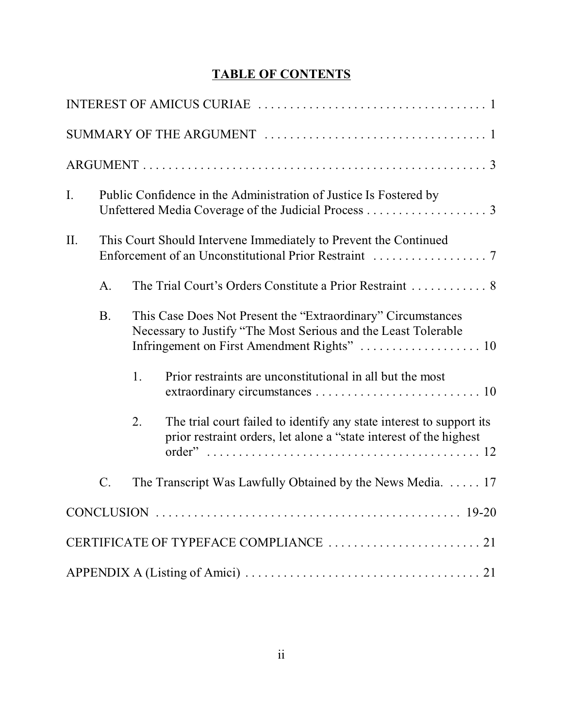# TABLE OF CONTENTS

INTEREST OF AMICUS CURIAE . . . . . . . . . . . . . . . . . . . . . . . . . . . . . . . . . . . 1

SUMMARY OF THE ARGUMENT . . . . . . . . . . . . . . . . . . . . . . . . . . . . . . . . . . . 1

ARGUMENT . . . . . . . . . . . . . . . . . . . . . . . . . . . . . . . . . . . . . . . . . . . . . . . . . . 3

I. Public Confidence in the Administration of Justice Is Fostered by Unfettered Media Coverage of the Judicial Process . . . . . . . . . . . . . . . . . . . 3

II. This Court Should Intervene Immediately to Prevent the Continued Enforcement of an Unconstitutional Prior Restraint . . . . . . . . . . . . . . . . . . 7

   A. The Trial Court's Orders Constitute a Prior Restraint . . . . . . . . . . . . 8

   B. This Case Does Not Present the "Extraordinary" Circumstances Necessary to Justify "The Most Serious and the Least Tolerable Infringement on First Amendment Rights" . . . . . . . . . . . . . . . . . . . 10

      1. Prior restraints are unconstitutional in all but the most extraordinary circumstances . . . . . . . . . . . . . . . . . . . . . . . . . . 10

      2. The trial court failed to identify any state interest to support its prior restraint orders, let alone a "state interest of the highest order" . . . . . . . . . . . . . . . . . . . . . . . . . . . . . . . . . . . . . . . . . . 12

   C. The Transcript Was Lawfully Obtained by the News Media. . . . . . 17

CONCLUSION . . . . . . . . . . . . . . . . . . . . . . . . . . . . . . . . . . . . . . . . . . . . . . . 19-20

CERTIFICATE OF TYPEFACE COMPLIANCE . . . . . . . . . . . . . . . . . . . . . . . . 21

APPENDIX A (Listing of Amici) . . . . . . . . . . . . . . . . . . . . . . . . . . . . . . . . . . . . 21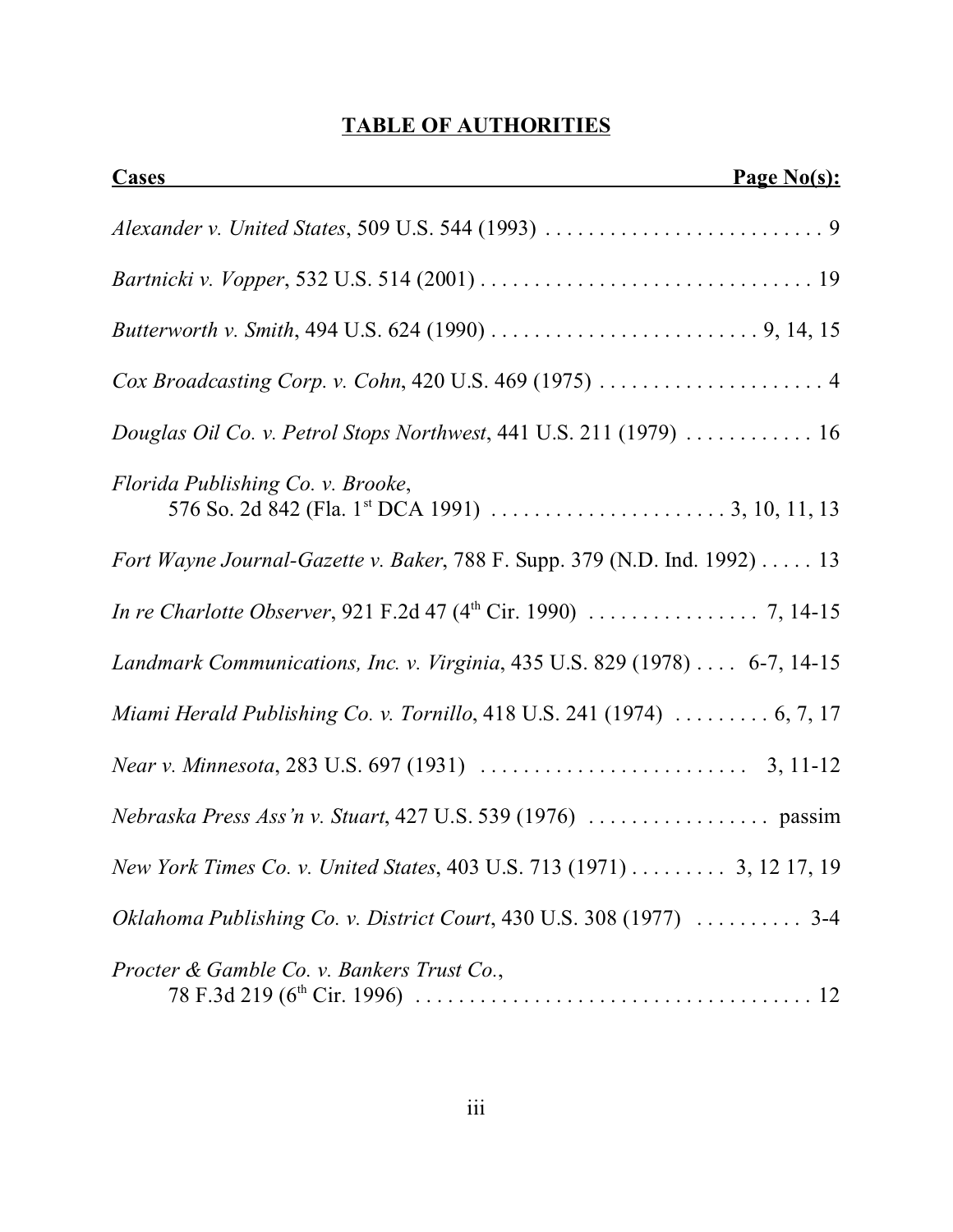# TABLE OF AUTHORITIES

| Cases | Page No(s): |
|---|---|
| *Alexander v. United States*, 509 U.S. 544 (1993) | 9 |
| *Bartnicki v. Vopper*, 532 U.S. 514 (2001) | 19 |
| *Butterworth v. Smith*, 494 U.S. 624 (1990) | 9, 14, 15 |
| *Cox Broadcasting Corp. v. Cohn*, 420 U.S. 469 (1975) | 4 |
| *Douglas Oil Co. v. Petrol Stops Northwest*, 441 U.S. 211 (1979) | 16 |
| *Florida Publishing Co. v. Brooke*, 576 So. 2d 842 (Fla. 1st DCA 1991) | 3, 10, 11, 13 |
| *Fort Wayne Journal-Gazette v. Baker*, 788 F. Supp. 379 (N.D. Ind. 1992) | 13 |
| *In re Charlotte Observer*, 921 F.2d 47 (4th Cir. 1990) | 7, 14-15 |
| *Landmark Communications, Inc. v. Virginia*, 435 U.S. 829 (1978) | 6-7, 14-15 |
| *Miami Herald Publishing Co. v. Tornillo*, 418 U.S. 241 (1974) | 6, 7, 17 |
| *Near v. Minnesota*, 283 U.S. 697 (1931) | 3, 11-12 |
| *Nebraska Press Ass'n v. Stuart*, 427 U.S. 539 (1976) | passim |
| *New York Times Co. v. United States*, 403 U.S. 713 (1971) | 3, 12 17, 19 |
| *Oklahoma Publishing Co. v. District Court*, 430 U.S. 308 (1977) | 3-4 |
| *Procter & Gamble Co. v. Bankers Trust Co.*, 78 F.3d 219 (6th Cir. 1996) | 12 |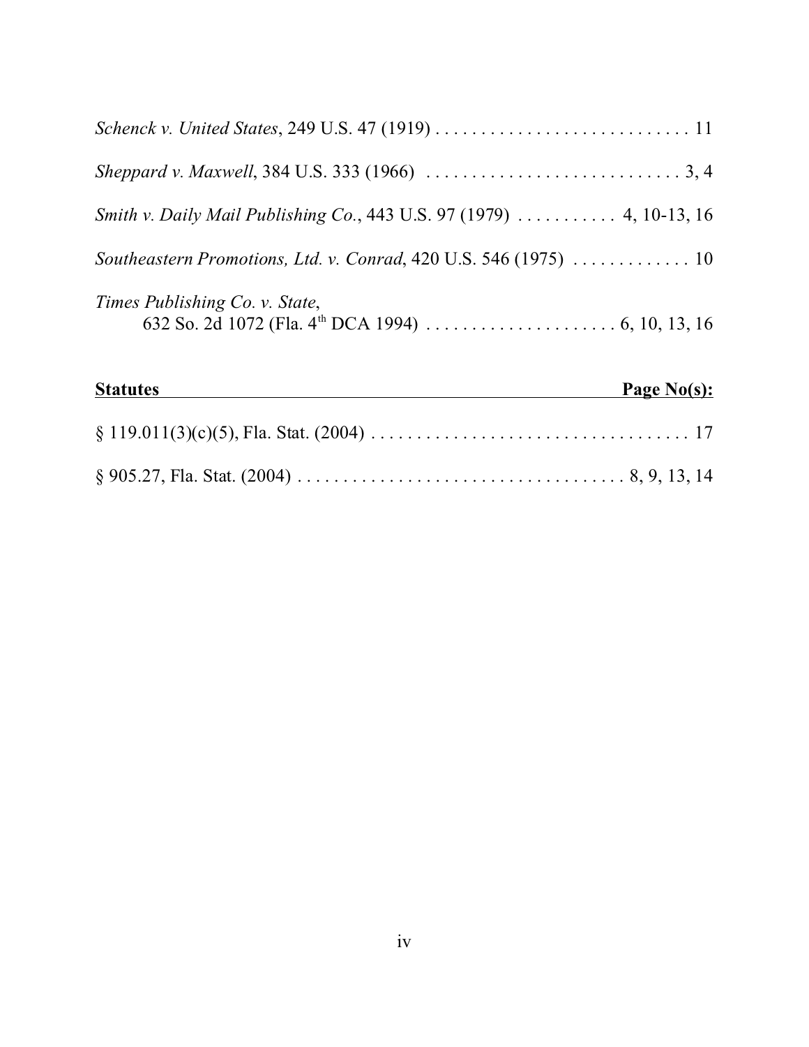*Schenck v. United States*, 249 U.S. 47 (1919) . . . . . . . . . . . . . . . . . . . . . . . . . . . . 11

*Sheppard v. Maxwell*, 384 U.S. 333 (1966) . . . . . . . . . . . . . . . . . . . . . . . . . . . . 3, 4

*Smith v. Daily Mail Publishing Co.*, 443 U.S. 97 (1979) . . . . . . . . . . . 4, 10-13, 16

*Southeastern Promotions, Ltd. v. Conrad*, 420 U.S. 546 (1975) . . . . . . . . . . . . . 10

*Times Publishing Co. v. State*,
632 So. 2d 1072 (Fla. 4th DCA 1994) . . . . . . . . . . . . . . . . . . . . . 6, 10, 13, 16

| **Statutes** | **Page No(s):** |
|---|---|
| § 119.011(3)(c)(5), Fla. Stat. (2004) . . . . . . . . . . . . . . . . . . . . . . . . . . . . . . . . . . . | 17 |
| § 905.27, Fla. Stat. (2004) . . . . . . . . . . . . . . . . . . . . . . . . . . . . . . . . . . . | 8, 9, 13, 14 |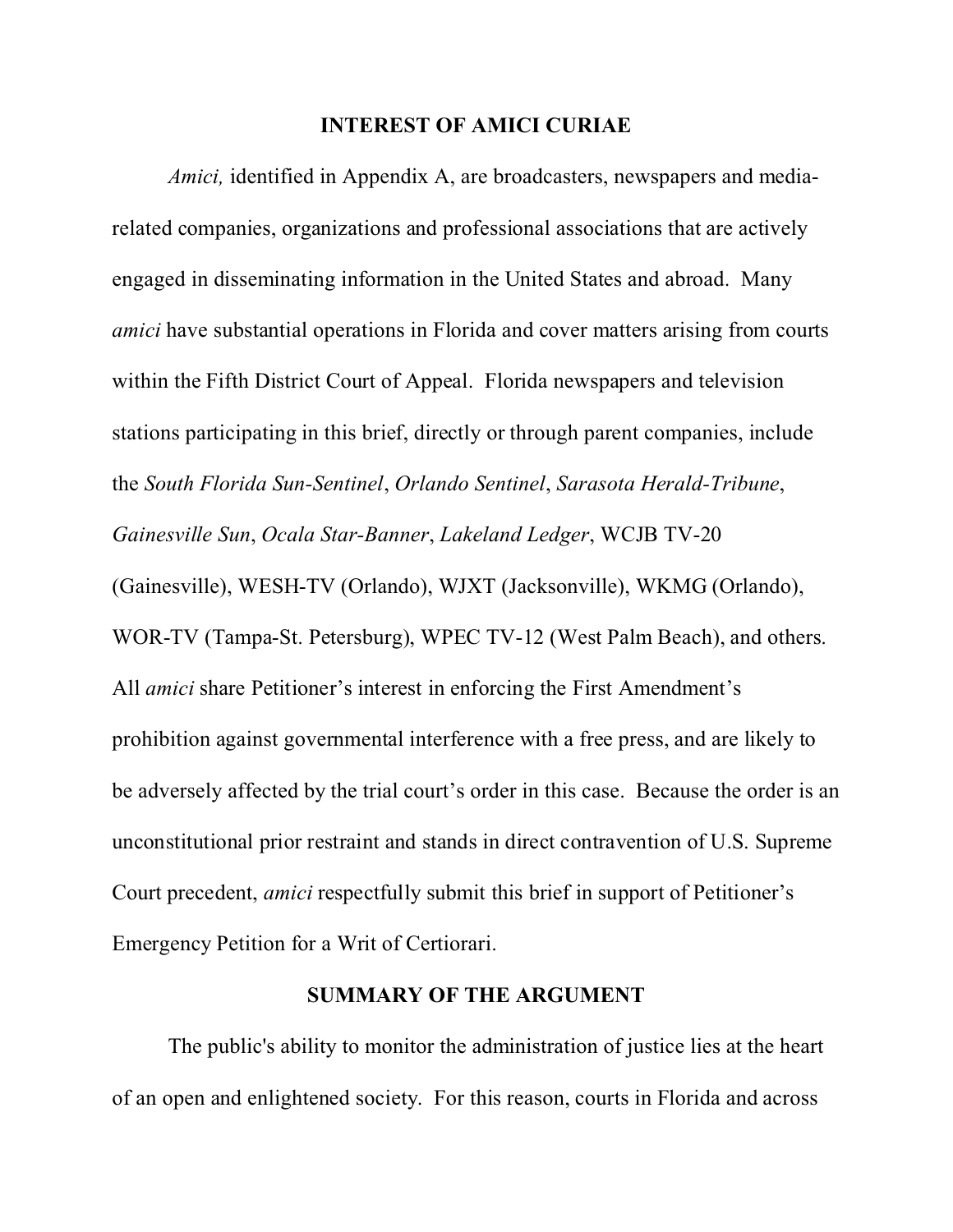## INTEREST OF AMICI CURIAE

*Amici,* identified in Appendix A, are broadcasters, newspapers and media-related companies, organizations and professional associations that are actively engaged in disseminating information in the United States and abroad. Many *amici* have substantial operations in Florida and cover matters arising from courts within the Fifth District Court of Appeal. Florida newspapers and television stations participating in this brief, directly or through parent companies, include the *South Florida Sun-Sentinel*, *Orlando Sentinel*, *Sarasota Herald-Tribune*, *Gainesville Sun*, *Ocala Star-Banner*, *Lakeland Ledger*, WCJB TV-20 (Gainesville), WESH-TV (Orlando), WJXT (Jacksonville), WKMG (Orlando), WOR-TV (Tampa-St. Petersburg), WPEC TV-12 (West Palm Beach), and others. All *amici* share Petitioner's interest in enforcing the First Amendment's prohibition against governmental interference with a free press, and are likely to be adversely affected by the trial court's order in this case. Because the order is an unconstitutional prior restraint and stands in direct contravention of U.S. Supreme Court precedent, *amici* respectfully submit this brief in support of Petitioner's Emergency Petition for a Writ of Certiorari.

## SUMMARY OF THE ARGUMENT

The public's ability to monitor the administration of justice lies at the heart of an open and enlightened society. For this reason, courts in Florida and across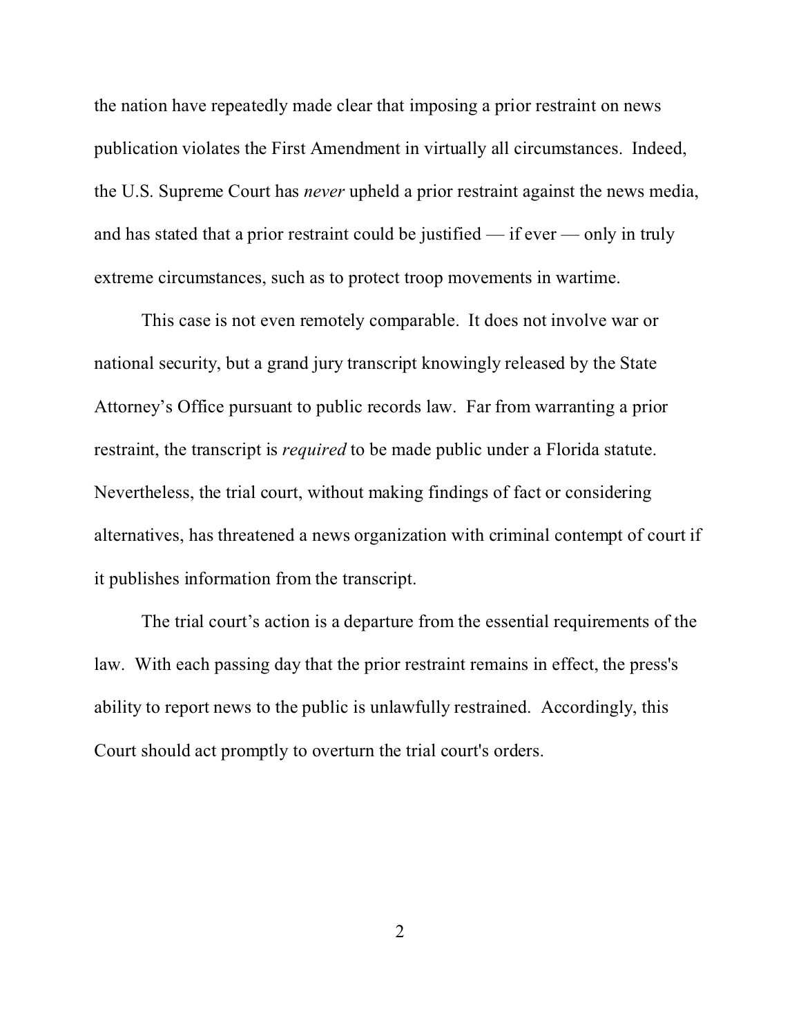the nation have repeatedly made clear that imposing a prior restraint on news publication violates the First Amendment in virtually all circumstances. Indeed, the U.S. Supreme Court has *never* upheld a prior restraint against the news media, and has stated that a prior restraint could be justified — if ever — only in truly extreme circumstances, such as to protect troop movements in wartime.

This case is not even remotely comparable. It does not involve war or national security, but a grand jury transcript knowingly released by the State Attorney's Office pursuant to public records law. Far from warranting a prior restraint, the transcript is *required* to be made public under a Florida statute. Nevertheless, the trial court, without making findings of fact or considering alternatives, has threatened a news organization with criminal contempt of court if it publishes information from the transcript.

The trial court's action is a departure from the essential requirements of the law. With each passing day that the prior restraint remains in effect, the press's ability to report news to the public is unlawfully restrained. Accordingly, this Court should act promptly to overturn the trial court's orders.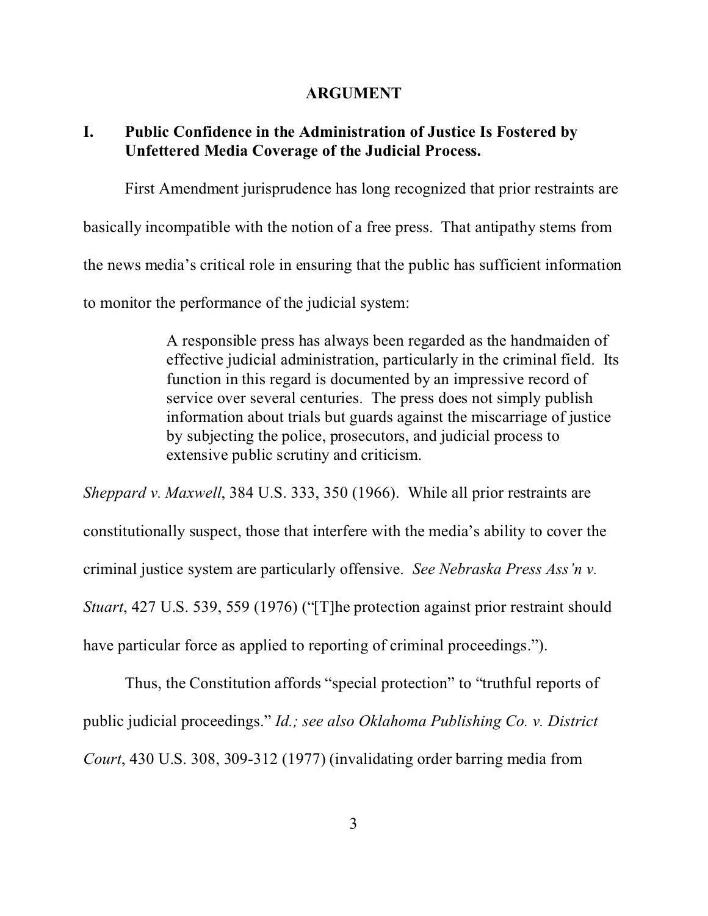# ARGUMENT

## I. Public Confidence in the Administration of Justice Is Fostered by Unfettered Media Coverage of the Judicial Process.

First Amendment jurisprudence has long recognized that prior restraints are basically incompatible with the notion of a free press. That antipathy stems from the news media's critical role in ensuring that the public has sufficient information to monitor the performance of the judicial system:

> A responsible press has always been regarded as the handmaiden of effective judicial administration, particularly in the criminal field. Its function in this regard is documented by an impressive record of service over several centuries. The press does not simply publish information about trials but guards against the miscarriage of justice by subjecting the police, prosecutors, and judicial process to extensive public scrutiny and criticism.

*Sheppard v. Maxwell*, 384 U.S. 333, 350 (1966). While all prior restraints are constitutionally suspect, those that interfere with the media's ability to cover the criminal justice system are particularly offensive. *See Nebraska Press Ass'n v. Stuart*, 427 U.S. 539, 559 (1976) ("[T]he protection against prior restraint should have particular force as applied to reporting of criminal proceedings.").

Thus, the Constitution affords "special protection" to "truthful reports of public judicial proceedings." *Id.; see also Oklahoma Publishing Co. v. District Court*, 430 U.S. 308, 309-312 (1977) (invalidating order barring media from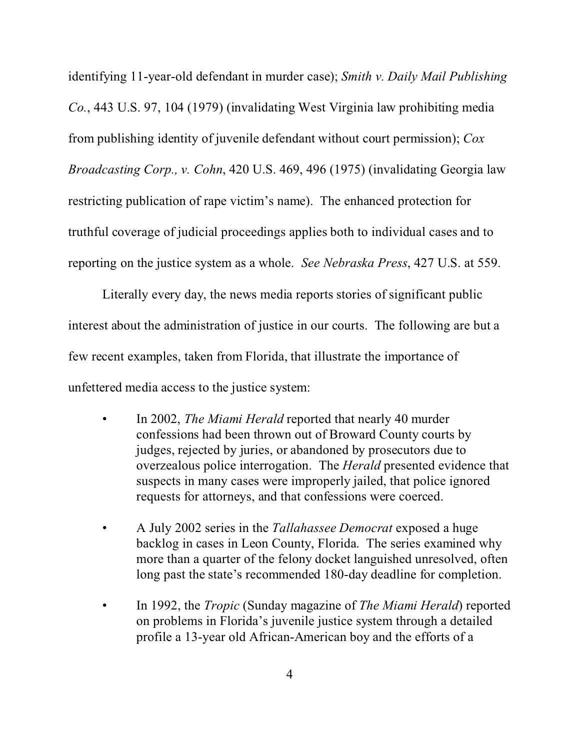identifying 11-year-old defendant in murder case); *Smith v. Daily Mail Publishing Co.*, 443 U.S. 97, 104 (1979) (invalidating West Virginia law prohibiting media from publishing identity of juvenile defendant without court permission); *Cox Broadcasting Corp., v. Cohn*, 420 U.S. 469, 496 (1975) (invalidating Georgia law restricting publication of rape victim's name). The enhanced protection for truthful coverage of judicial proceedings applies both to individual cases and to reporting on the justice system as a whole. *See Nebraska Press*, 427 U.S. at 559.

Literally every day, the news media reports stories of significant public interest about the administration of justice in our courts. The following are but a few recent examples, taken from Florida, that illustrate the importance of unfettered media access to the justice system:

- In 2002, *The Miami Herald* reported that nearly 40 murder confessions had been thrown out of Broward County courts by judges, rejected by juries, or abandoned by prosecutors due to overzealous police interrogation. The *Herald* presented evidence that suspects in many cases were improperly jailed, that police ignored requests for attorneys, and that confessions were coerced.

- A July 2002 series in the *Tallahassee Democrat* exposed a huge backlog in cases in Leon County, Florida. The series examined why more than a quarter of the felony docket languished unresolved, often long past the state's recommended 180-day deadline for completion.

- In 1992, the *Tropic* (Sunday magazine of *The Miami Herald*) reported on problems in Florida's juvenile justice system through a detailed profile a 13-year old African-American boy and the efforts of a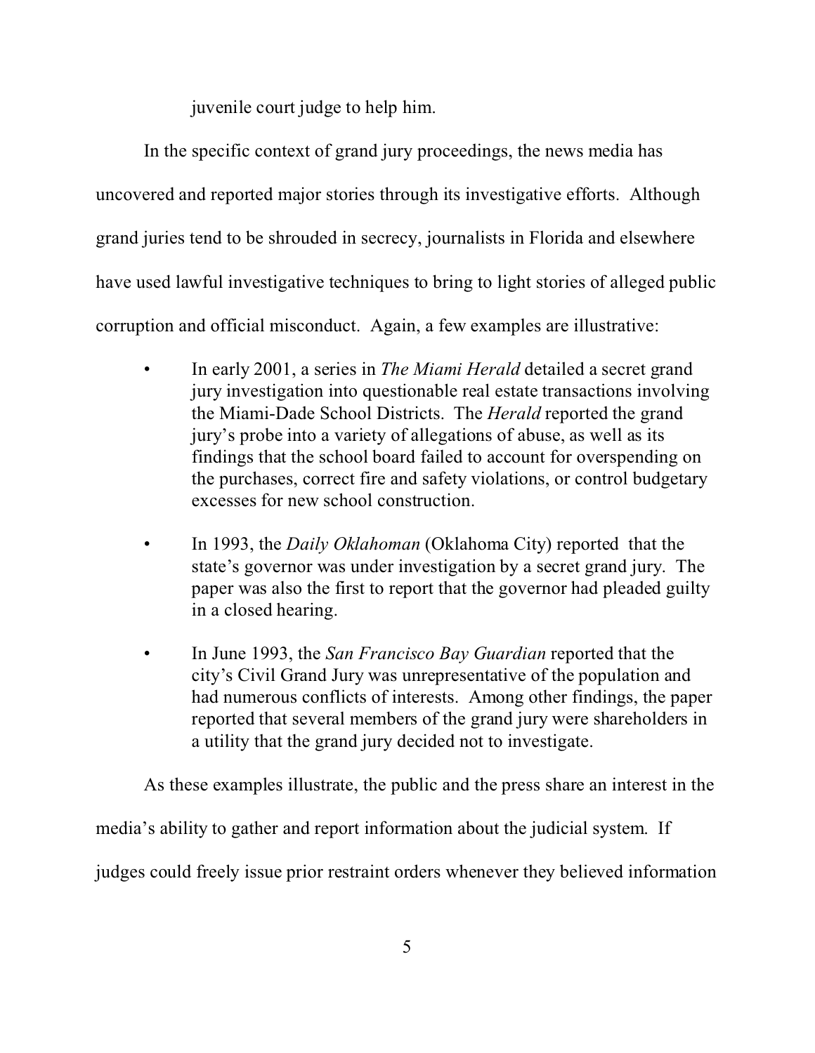juvenile court judge to help him.

In the specific context of grand jury proceedings, the news media has uncovered and reported major stories through its investigative efforts. Although grand juries tend to be shrouded in secrecy, journalists in Florida and elsewhere have used lawful investigative techniques to bring to light stories of alleged public corruption and official misconduct. Again, a few examples are illustrative:

- In early 2001, a series in *The Miami Herald* detailed a secret grand jury investigation into questionable real estate transactions involving the Miami-Dade School Districts. The *Herald* reported the grand jury's probe into a variety of allegations of abuse, as well as its findings that the school board failed to account for overspending on the purchases, correct fire and safety violations, or control budgetary excesses for new school construction.

- In 1993, the *Daily Oklahoman* (Oklahoma City) reported that the state's governor was under investigation by a secret grand jury. The paper was also the first to report that the governor had pleaded guilty in a closed hearing.

- In June 1993, the *San Francisco Bay Guardian* reported that the city's Civil Grand Jury was unrepresentative of the population and had numerous conflicts of interests. Among other findings, the paper reported that several members of the grand jury were shareholders in a utility that the grand jury decided not to investigate.

As these examples illustrate, the public and the press share an interest in the media's ability to gather and report information about the judicial system. If judges could freely issue prior restraint orders whenever they believed information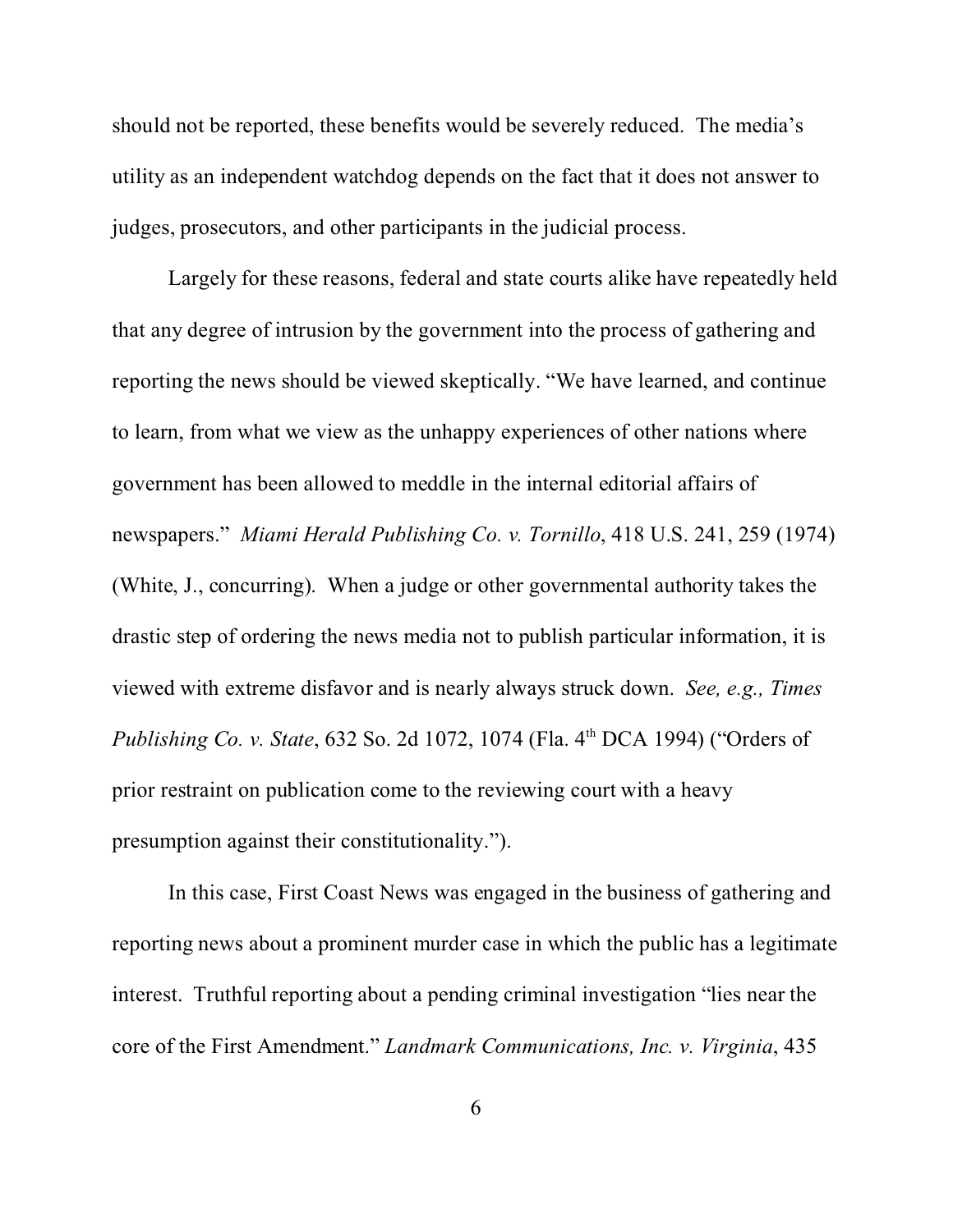should not be reported, these benefits would be severely reduced. The media's utility as an independent watchdog depends on the fact that it does not answer to judges, prosecutors, and other participants in the judicial process.

Largely for these reasons, federal and state courts alike have repeatedly held that any degree of intrusion by the government into the process of gathering and reporting the news should be viewed skeptically. "We have learned, and continue to learn, from what we view as the unhappy experiences of other nations where government has been allowed to meddle in the internal editorial affairs of newspapers." *Miami Herald Publishing Co. v. Tornillo*, 418 U.S. 241, 259 (1974) (White, J., concurring). When a judge or other governmental authority takes the drastic step of ordering the news media not to publish particular information, it is viewed with extreme disfavor and is nearly always struck down. *See, e.g., Times Publishing Co. v. State*, 632 So. 2d 1072, 1074 (Fla. 4th DCA 1994) ("Orders of prior restraint on publication come to the reviewing court with a heavy presumption against their constitutionality.").

In this case, First Coast News was engaged in the business of gathering and reporting news about a prominent murder case in which the public has a legitimate interest. Truthful reporting about a pending criminal investigation "lies near the core of the First Amendment." *Landmark Communications, Inc. v. Virginia*, 435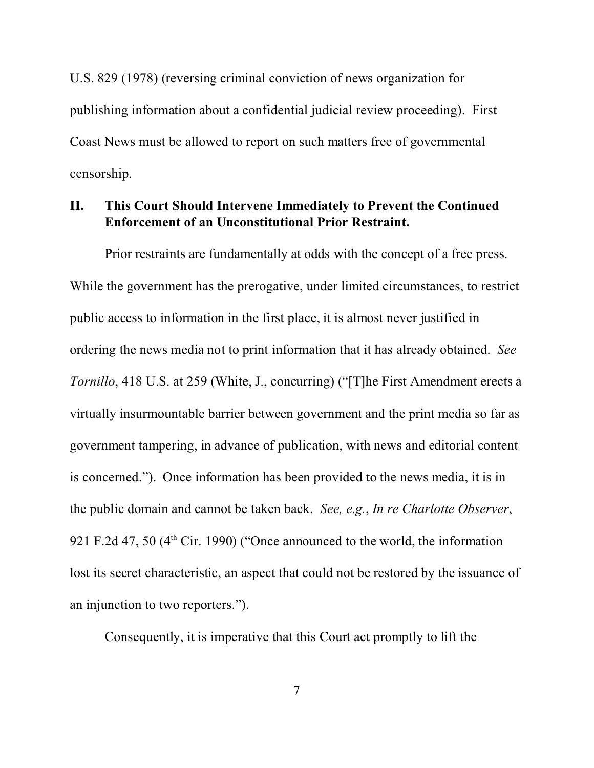U.S. 829 (1978) (reversing criminal conviction of news organization for publishing information about a confidential judicial review proceeding). First Coast News must be allowed to report on such matters free of governmental censorship.

## II. This Court Should Intervene Immediately to Prevent the Continued Enforcement of an Unconstitutional Prior Restraint.

Prior restraints are fundamentally at odds with the concept of a free press. While the government has the prerogative, under limited circumstances, to restrict public access to information in the first place, it is almost never justified in ordering the news media not to print information that it has already obtained. *See Tornillo*, 418 U.S. at 259 (White, J., concurring) ("[T]he First Amendment erects a virtually insurmountable barrier between government and the print media so far as government tampering, in advance of publication, with news and editorial content is concerned."). Once information has been provided to the news media, it is in the public domain and cannot be taken back. *See, e.g.*, *In re Charlotte Observer*, 921 F.2d 47, 50 (4th Cir. 1990) ("Once announced to the world, the information lost its secret characteristic, an aspect that could not be restored by the issuance of an injunction to two reporters.").

Consequently, it is imperative that this Court act promptly to lift the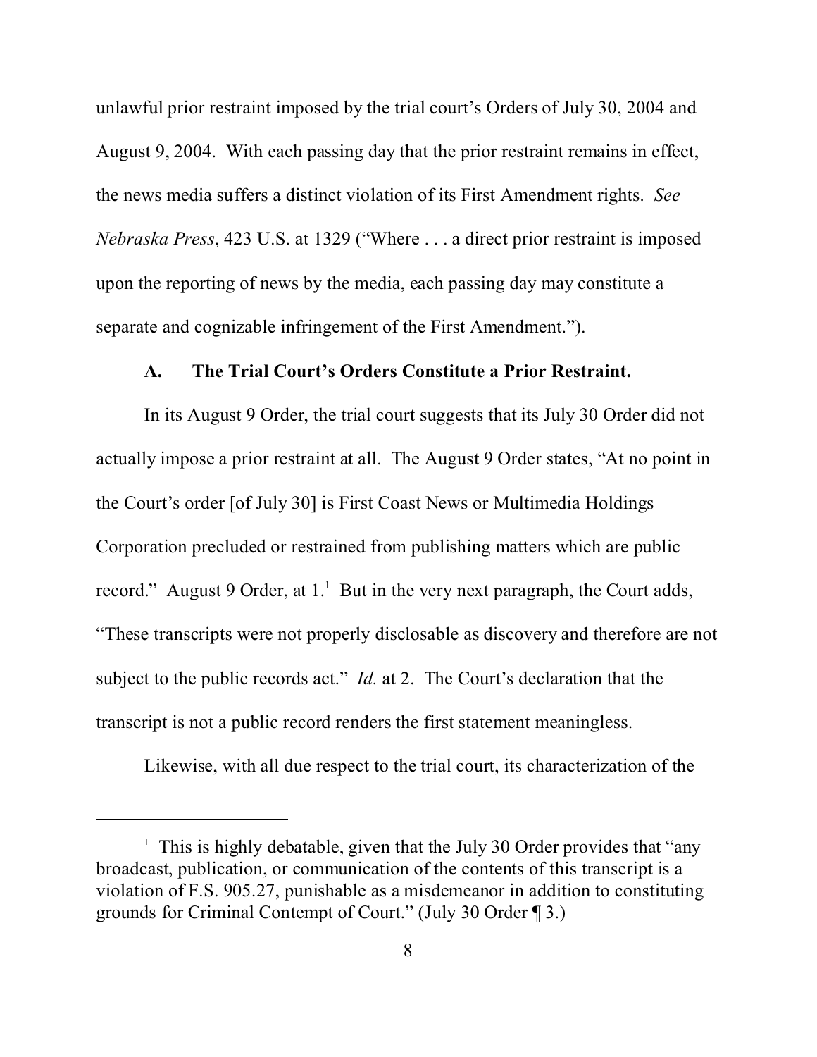unlawful prior restraint imposed by the trial court's Orders of July 30, 2004 and August 9, 2004. With each passing day that the prior restraint remains in effect, the news media suffers a distinct violation of its First Amendment rights. *See Nebraska Press*, 423 U.S. at 1329 ("Where . . . a direct prior restraint is imposed upon the reporting of news by the media, each passing day may constitute a separate and cognizable infringement of the First Amendment.").

### A. The Trial Court's Orders Constitute a Prior Restraint.

In its August 9 Order, the trial court suggests that its July 30 Order did not actually impose a prior restraint at all. The August 9 Order states, "At no point in the Court's order [of July 30] is First Coast News or Multimedia Holdings Corporation precluded or restrained from publishing matters which are public record." August 9 Order, at 1.[1] But in the very next paragraph, the Court adds, "These transcripts were not properly disclosable as discovery and therefore are not subject to the public records act." *Id.* at 2. The Court's declaration that the transcript is not a public record renders the first statement meaningless.

Likewise, with all due respect to the trial court, its characterization of the

---

[1] This is highly debatable, given that the July 30 Order provides that "any broadcast, publication, or communication of the contents of this transcript is a violation of F.S. 905.27, punishable as a misdemeanor in addition to constituting grounds for Criminal Contempt of Court." (July 30 Order ¶ 3.)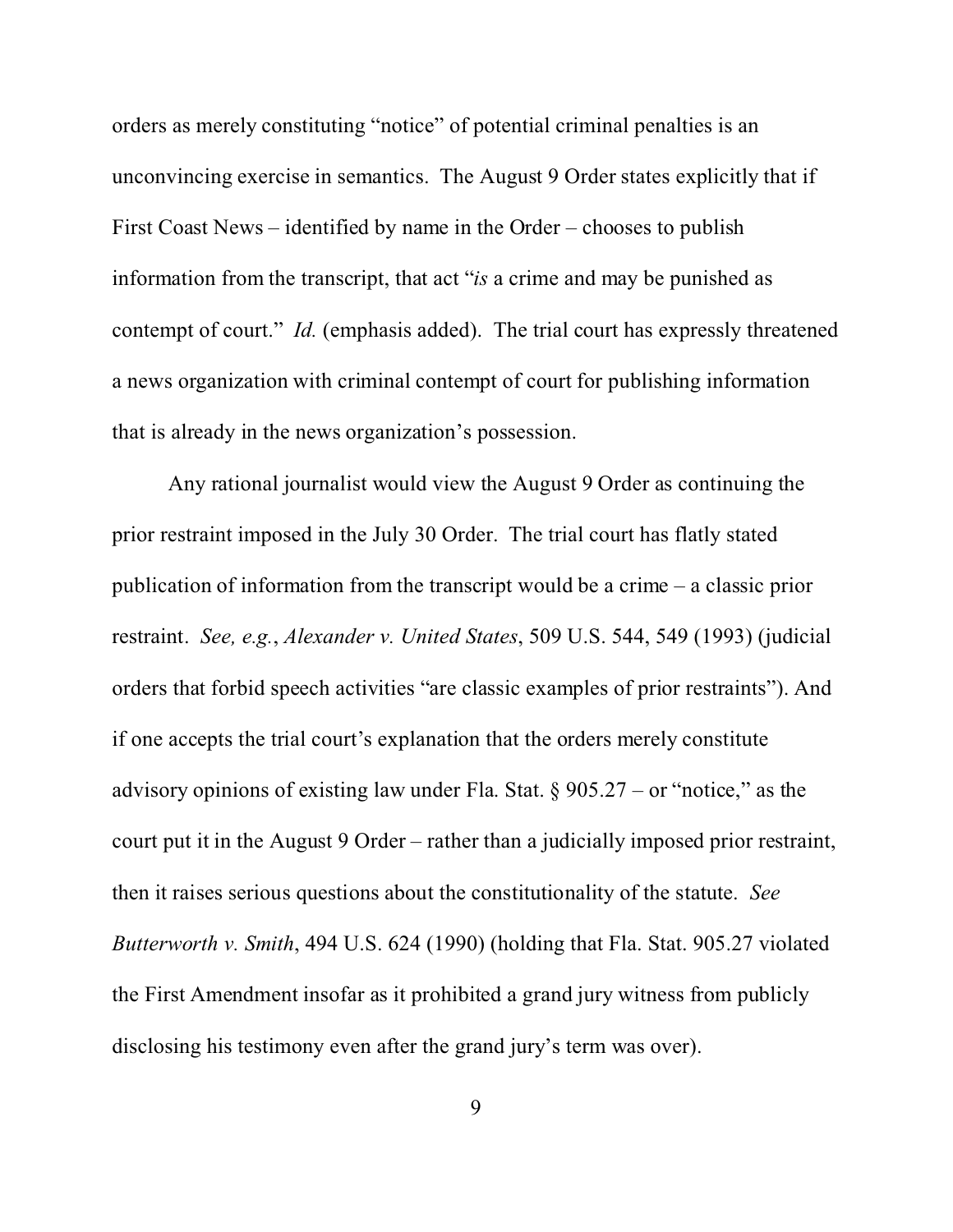orders as merely constituting "notice" of potential criminal penalties is an unconvincing exercise in semantics. The August 9 Order states explicitly that if First Coast News – identified by name in the Order – chooses to publish information from the transcript, that act "*is* a crime and may be punished as contempt of court." *Id.* (emphasis added). The trial court has expressly threatened a news organization with criminal contempt of court for publishing information that is already in the news organization's possession.

Any rational journalist would view the August 9 Order as continuing the prior restraint imposed in the July 30 Order. The trial court has flatly stated publication of information from the transcript would be a crime – a classic prior restraint. *See, e.g.*, *Alexander v. United States*, 509 U.S. 544, 549 (1993) (judicial orders that forbid speech activities "are classic examples of prior restraints"). And if one accepts the trial court's explanation that the orders merely constitute advisory opinions of existing law under Fla. Stat. § 905.27 – or "notice," as the court put it in the August 9 Order – rather than a judicially imposed prior restraint, then it raises serious questions about the constitutionality of the statute. *See Butterworth v. Smith*, 494 U.S. 624 (1990) (holding that Fla. Stat. 905.27 violated the First Amendment insofar as it prohibited a grand jury witness from publicly disclosing his testimony even after the grand jury's term was over).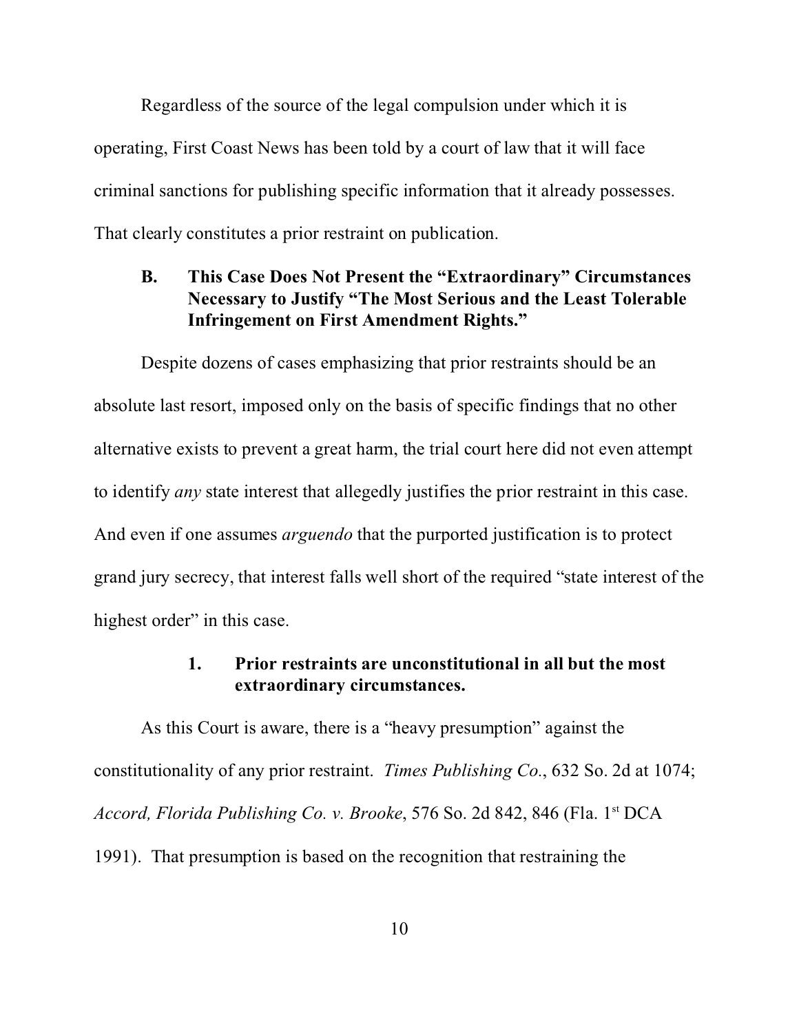Regardless of the source of the legal compulsion under which it is operating, First Coast News has been told by a court of law that it will face criminal sanctions for publishing specific information that it already possesses. That clearly constitutes a prior restraint on publication.

### B. This Case Does Not Present the "Extraordinary" Circumstances Necessary to Justify "The Most Serious and the Least Tolerable Infringement on First Amendment Rights."

Despite dozens of cases emphasizing that prior restraints should be an absolute last resort, imposed only on the basis of specific findings that no other alternative exists to prevent a great harm, the trial court here did not even attempt to identify *any* state interest that allegedly justifies the prior restraint in this case. And even if one assumes *arguendo* that the purported justification is to protect grand jury secrecy, that interest falls well short of the required "state interest of the highest order" in this case.

#### 1. Prior restraints are unconstitutional in all but the most extraordinary circumstances.

As this Court is aware, there is a "heavy presumption" against the constitutionality of any prior restraint. *Times Publishing Co.*, 632 So. 2d at 1074; *Accord, Florida Publishing Co. v. Brooke*, 576 So. 2d 842, 846 (Fla. 1st DCA 1991). That presumption is based on the recognition that restraining the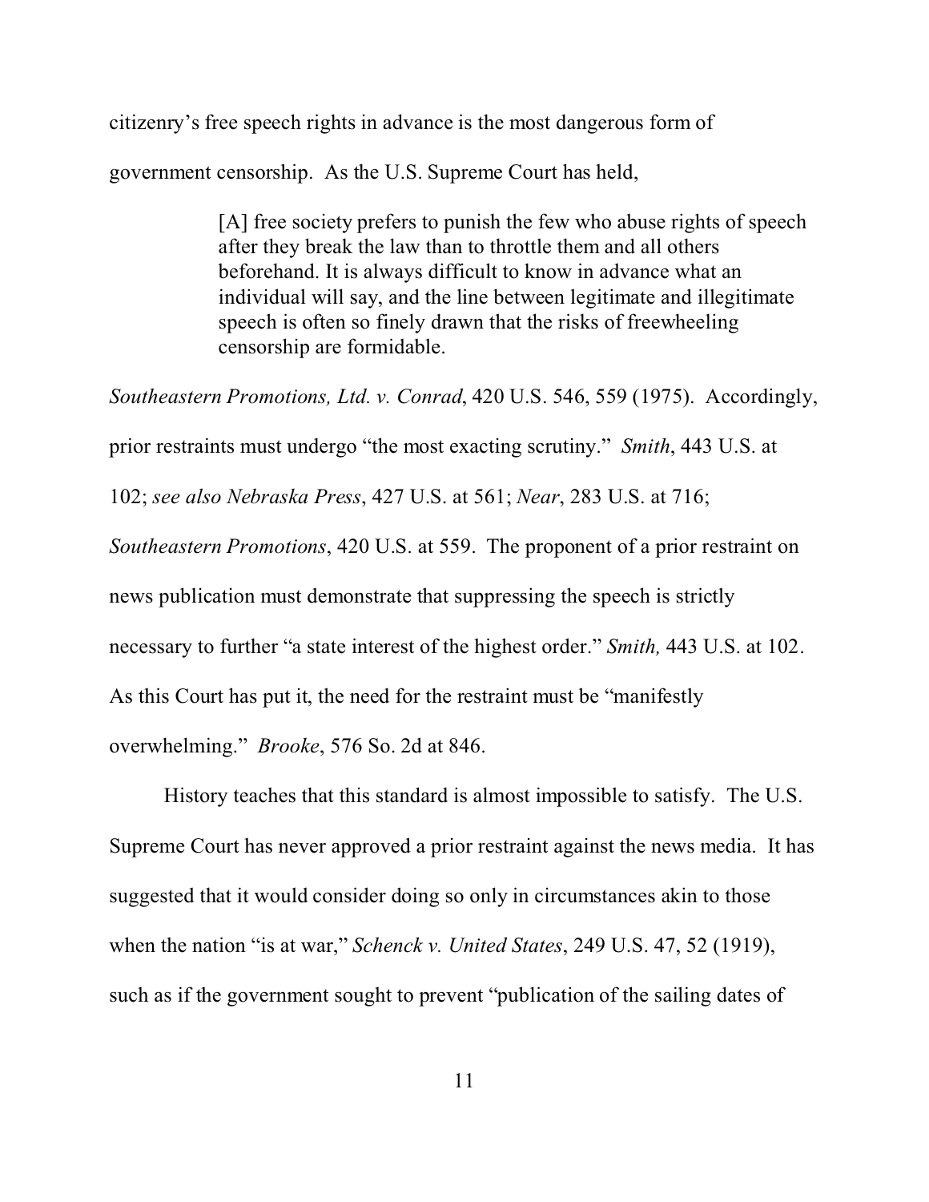citizenry's free speech rights in advance is the most dangerous form of government censorship. As the U.S. Supreme Court has held,

> [A] free society prefers to punish the few who abuse rights of speech after they break the law than to throttle them and all others beforehand. It is always difficult to know in advance what an individual will say, and the line between legitimate and illegitimate speech is often so finely drawn that the risks of freewheeling censorship are formidable.

*Southeastern Promotions, Ltd. v. Conrad*, 420 U.S. 546, 559 (1975). Accordingly, prior restraints must undergo "the most exacting scrutiny." *Smith*, 443 U.S. at 102; *see also Nebraska Press*, 427 U.S. at 561; *Near*, 283 U.S. at 716; *Southeastern Promotions*, 420 U.S. at 559. The proponent of a prior restraint on news publication must demonstrate that suppressing the speech is strictly necessary to further "a state interest of the highest order." *Smith,* 443 U.S. at 102. As this Court has put it, the need for the restraint must be "manifestly overwhelming." *Brooke*, 576 So. 2d at 846.

History teaches that this standard is almost impossible to satisfy. The U.S. Supreme Court has never approved a prior restraint against the news media. It has suggested that it would consider doing so only in circumstances akin to those when the nation "is at war," *Schenck v. United States*, 249 U.S. 47, 52 (1919), such as if the government sought to prevent "publication of the sailing dates of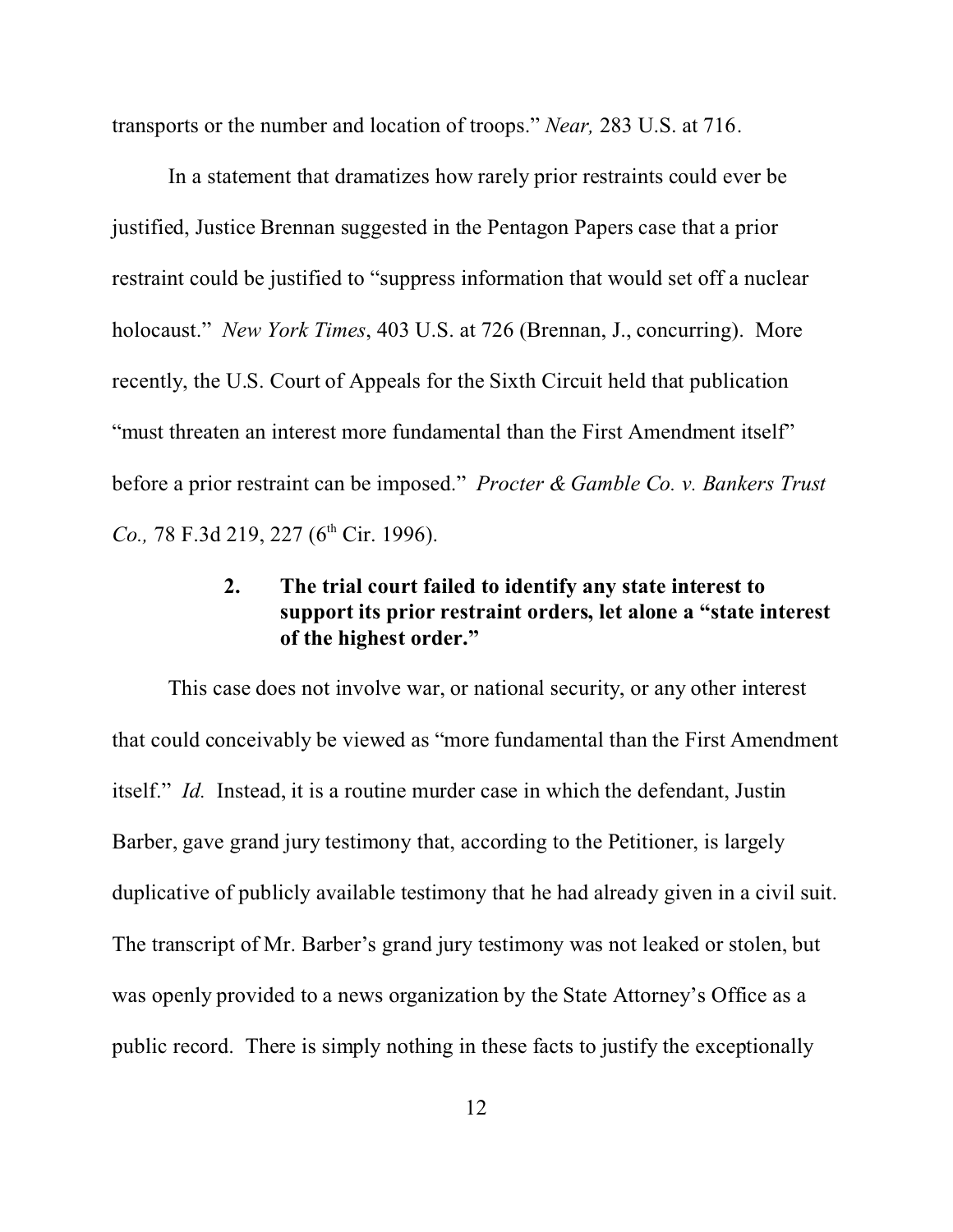transports or the number and location of troops." *Near,* 283 U.S. at 716.

In a statement that dramatizes how rarely prior restraints could ever be justified, Justice Brennan suggested in the Pentagon Papers case that a prior restraint could be justified to "suppress information that would set off a nuclear holocaust." *New York Times*, 403 U.S. at 726 (Brennan, J., concurring). More recently, the U.S. Court of Appeals for the Sixth Circuit held that publication "must threaten an interest more fundamental than the First Amendment itself" before a prior restraint can be imposed." *Procter & Gamble Co. v. Bankers Trust Co.,* 78 F.3d 219, 227 (6th Cir. 1996).

### 2. The trial court failed to identify any state interest to support its prior restraint orders, let alone a "state interest of the highest order."

This case does not involve war, or national security, or any other interest that could conceivably be viewed as "more fundamental than the First Amendment itself." *Id.* Instead, it is a routine murder case in which the defendant, Justin Barber, gave grand jury testimony that, according to the Petitioner, is largely duplicative of publicly available testimony that he had already given in a civil suit. The transcript of Mr. Barber's grand jury testimony was not leaked or stolen, but was openly provided to a news organization by the State Attorney's Office as a public record. There is simply nothing in these facts to justify the exceptionally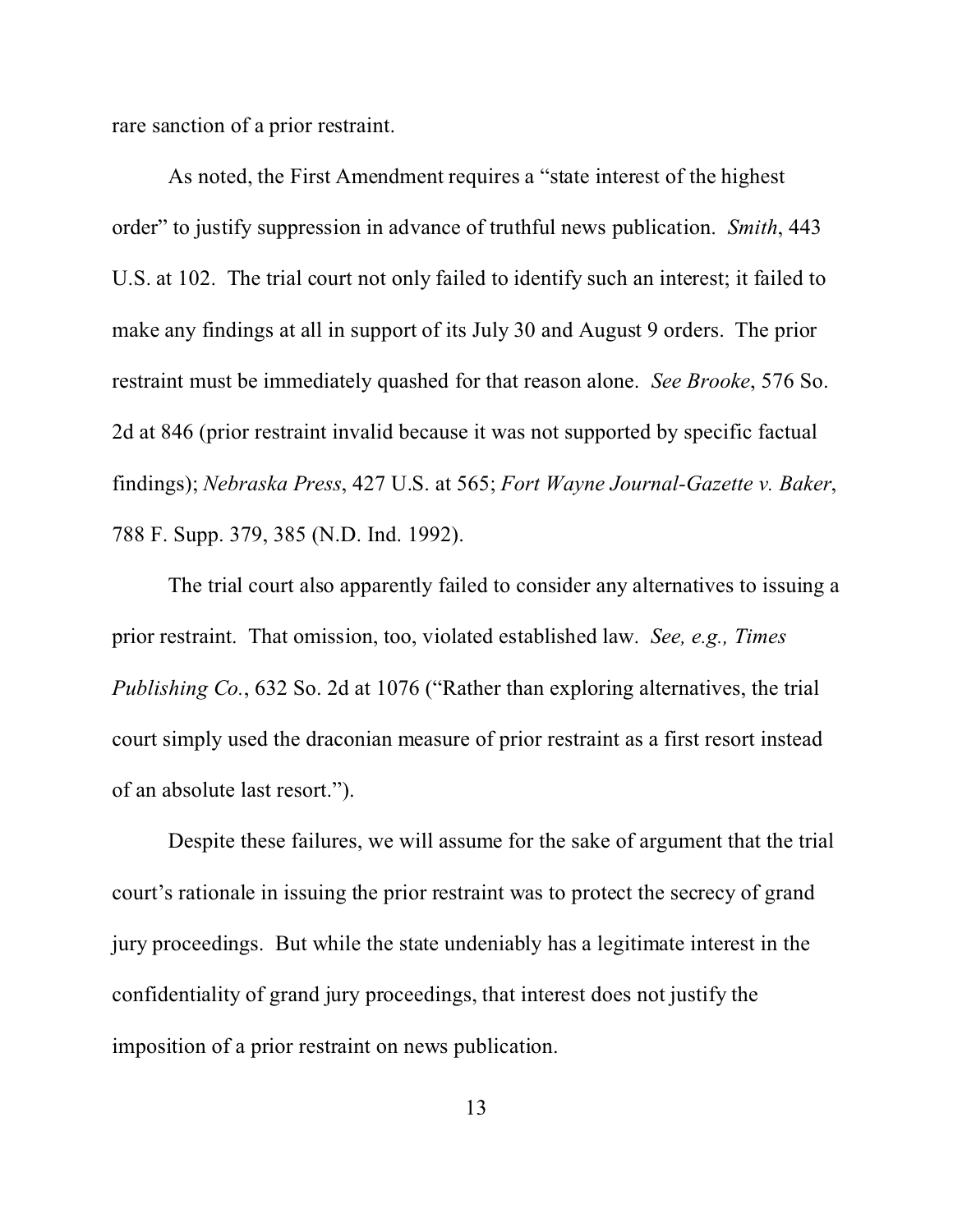rare sanction of a prior restraint.

As noted, the First Amendment requires a "state interest of the highest order" to justify suppression in advance of truthful news publication. *Smith*, 443 U.S. at 102. The trial court not only failed to identify such an interest; it failed to make any findings at all in support of its July 30 and August 9 orders. The prior restraint must be immediately quashed for that reason alone. *See Brooke*, 576 So. 2d at 846 (prior restraint invalid because it was not supported by specific factual findings); *Nebraska Press*, 427 U.S. at 565; *Fort Wayne Journal-Gazette v. Baker*, 788 F. Supp. 379, 385 (N.D. Ind. 1992).

The trial court also apparently failed to consider any alternatives to issuing a prior restraint. That omission, too, violated established law. *See, e.g., Times Publishing Co.*, 632 So. 2d at 1076 ("Rather than exploring alternatives, the trial court simply used the draconian measure of prior restraint as a first resort instead of an absolute last resort.").

Despite these failures, we will assume for the sake of argument that the trial court's rationale in issuing the prior restraint was to protect the secrecy of grand jury proceedings. But while the state undeniably has a legitimate interest in the confidentiality of grand jury proceedings, that interest does not justify the imposition of a prior restraint on news publication.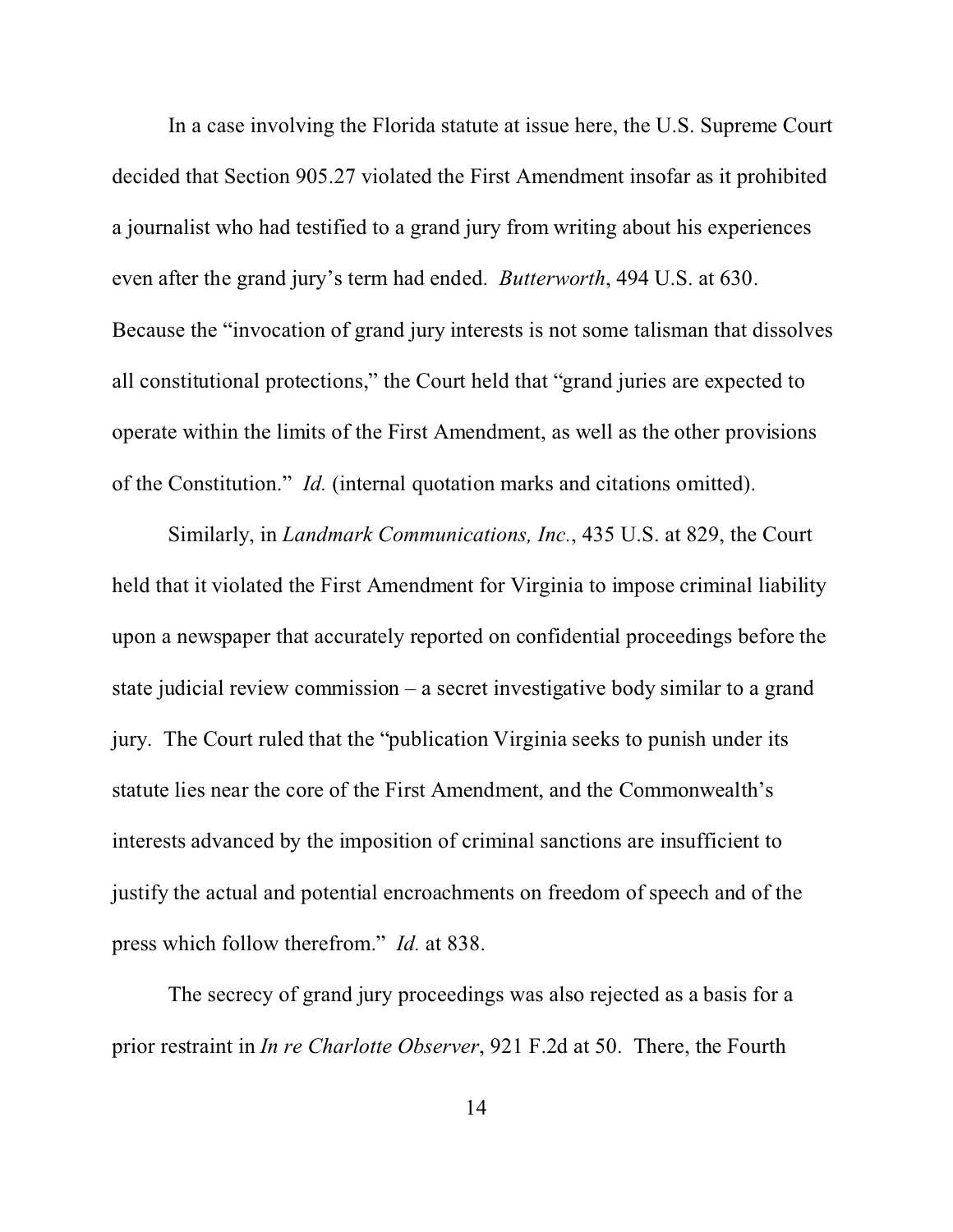In a case involving the Florida statute at issue here, the U.S. Supreme Court decided that Section 905.27 violated the First Amendment insofar as it prohibited a journalist who had testified to a grand jury from writing about his experiences even after the grand jury's term had ended. *Butterworth*, 494 U.S. at 630. Because the "invocation of grand jury interests is not some talisman that dissolves all constitutional protections," the Court held that "grand juries are expected to operate within the limits of the First Amendment, as well as the other provisions of the Constitution." *Id.* (internal quotation marks and citations omitted).

Similarly, in *Landmark Communications, Inc.*, 435 U.S. at 829, the Court held that it violated the First Amendment for Virginia to impose criminal liability upon a newspaper that accurately reported on confidential proceedings before the state judicial review commission – a secret investigative body similar to a grand jury. The Court ruled that the "publication Virginia seeks to punish under its statute lies near the core of the First Amendment, and the Commonwealth's interests advanced by the imposition of criminal sanctions are insufficient to justify the actual and potential encroachments on freedom of speech and of the press which follow therefrom." *Id.* at 838.

The secrecy of grand jury proceedings was also rejected as a basis for a prior restraint in *In re Charlotte Observer*, 921 F.2d at 50. There, the Fourth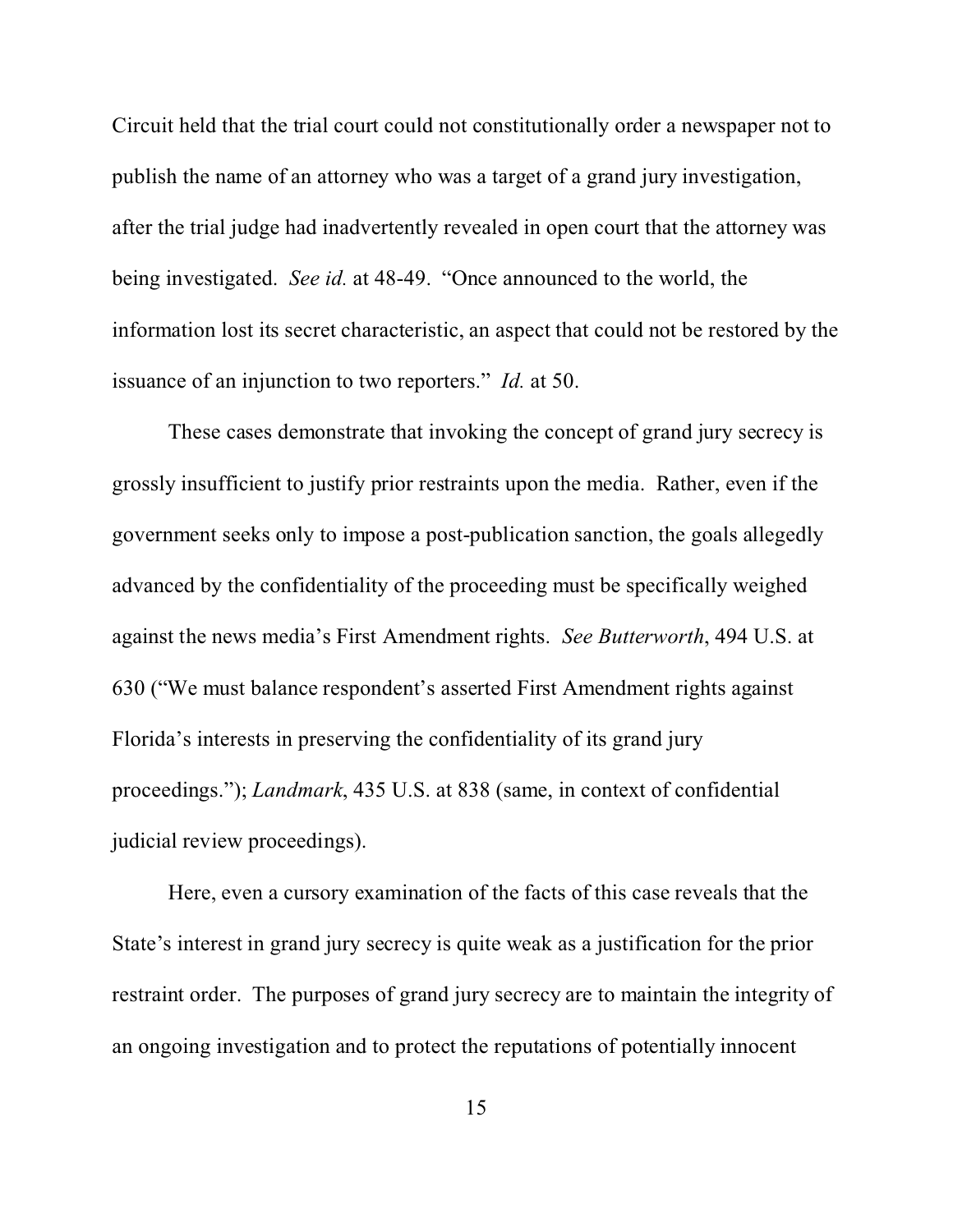Circuit held that the trial court could not constitutionally order a newspaper not to publish the name of an attorney who was a target of a grand jury investigation, after the trial judge had inadvertently revealed in open court that the attorney was being investigated. *See id.* at 48-49. "Once announced to the world, the information lost its secret characteristic, an aspect that could not be restored by the issuance of an injunction to two reporters." *Id.* at 50.

These cases demonstrate that invoking the concept of grand jury secrecy is grossly insufficient to justify prior restraints upon the media. Rather, even if the government seeks only to impose a post-publication sanction, the goals allegedly advanced by the confidentiality of the proceeding must be specifically weighed against the news media's First Amendment rights. *See Butterworth*, 494 U.S. at 630 ("We must balance respondent's asserted First Amendment rights against Florida's interests in preserving the confidentiality of its grand jury proceedings."); *Landmark*, 435 U.S. at 838 (same, in context of confidential judicial review proceedings).

Here, even a cursory examination of the facts of this case reveals that the State's interest in grand jury secrecy is quite weak as a justification for the prior restraint order. The purposes of grand jury secrecy are to maintain the integrity of an ongoing investigation and to protect the reputations of potentially innocent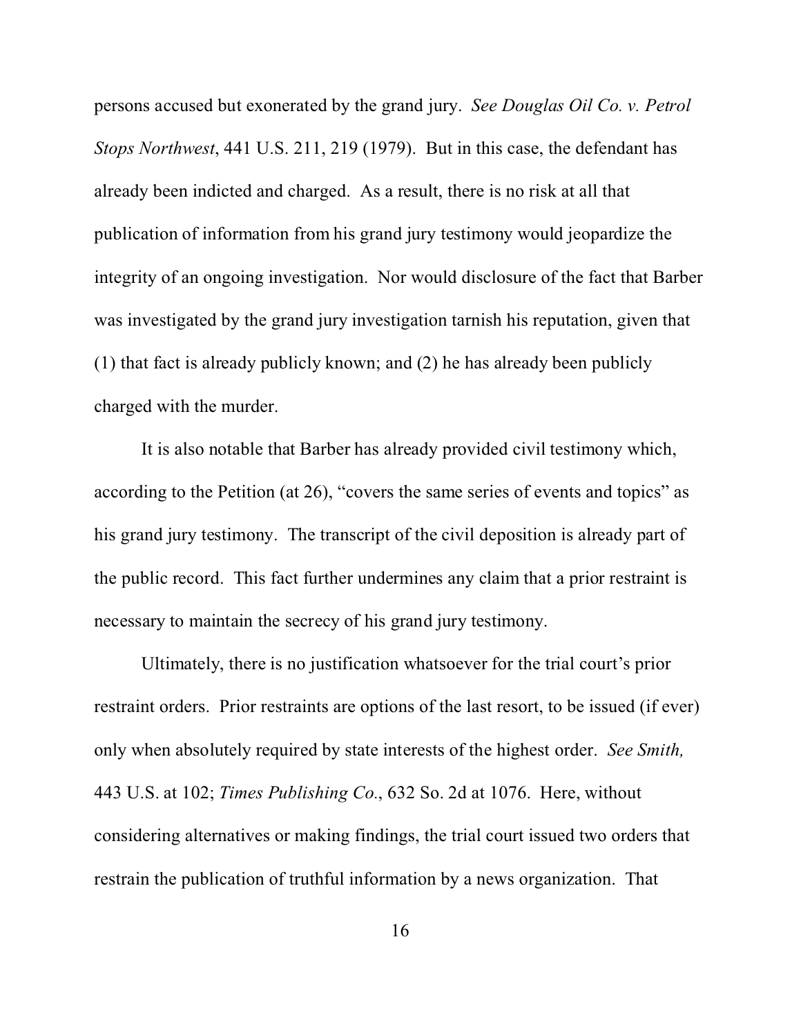persons accused but exonerated by the grand jury. *See Douglas Oil Co. v. Petrol Stops Northwest*, 441 U.S. 211, 219 (1979). But in this case, the defendant has already been indicted and charged. As a result, there is no risk at all that publication of information from his grand jury testimony would jeopardize the integrity of an ongoing investigation. Nor would disclosure of the fact that Barber was investigated by the grand jury investigation tarnish his reputation, given that (1) that fact is already publicly known; and (2) he has already been publicly charged with the murder.

It is also notable that Barber has already provided civil testimony which, according to the Petition (at 26), "covers the same series of events and topics" as his grand jury testimony. The transcript of the civil deposition is already part of the public record. This fact further undermines any claim that a prior restraint is necessary to maintain the secrecy of his grand jury testimony.

Ultimately, there is no justification whatsoever for the trial court's prior restraint orders. Prior restraints are options of the last resort, to be issued (if ever) only when absolutely required by state interests of the highest order. *See Smith,* 443 U.S. at 102; *Times Publishing Co.*, 632 So. 2d at 1076. Here, without considering alternatives or making findings, the trial court issued two orders that restrain the publication of truthful information by a news organization. That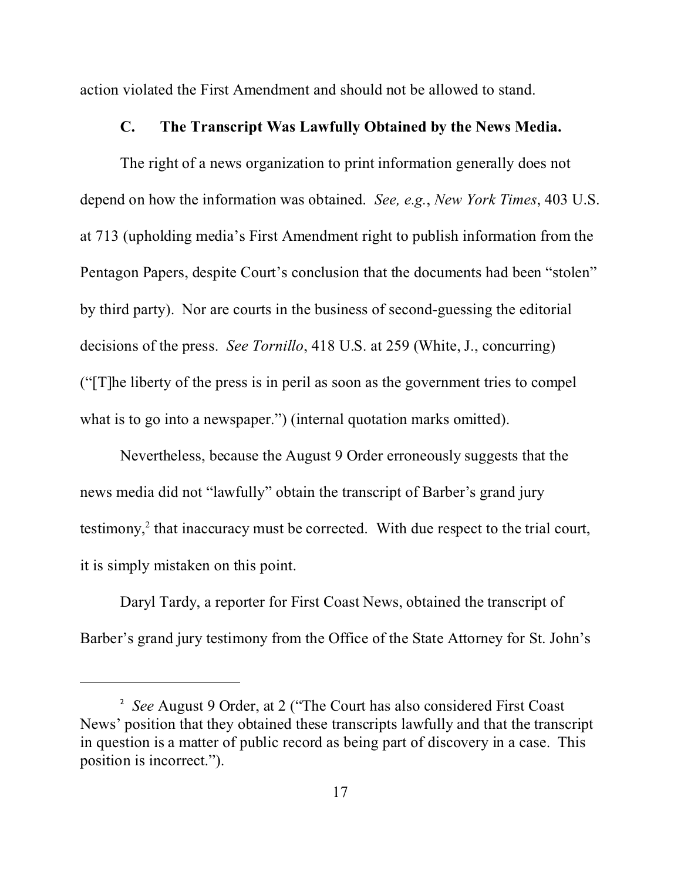action violated the First Amendment and should not be allowed to stand.

### C. The Transcript Was Lawfully Obtained by the News Media.

The right of a news organization to print information generally does not depend on how the information was obtained. *See, e.g.*, *New York Times*, 403 U.S. at 713 (upholding media's First Amendment right to publish information from the Pentagon Papers, despite Court's conclusion that the documents had been "stolen" by third party). Nor are courts in the business of second-guessing the editorial decisions of the press. *See Tornillo*, 418 U.S. at 259 (White, J., concurring) ("[T]he liberty of the press is in peril as soon as the government tries to compel what is to go into a newspaper.") (internal quotation marks omitted).

Nevertheless, because the August 9 Order erroneously suggests that the news media did not "lawfully" obtain the transcript of Barber's grand jury testimony,[2] that inaccuracy must be corrected. With due respect to the trial court, it is simply mistaken on this point.

Daryl Tardy, a reporter for First Coast News, obtained the transcript of Barber's grand jury testimony from the Office of the State Attorney for St. John's

---

[2] *See* August 9 Order, at 2 ("The Court has also considered First Coast News' position that they obtained these transcripts lawfully and that the transcript in question is a matter of public record as being part of discovery in a case. This position is incorrect.").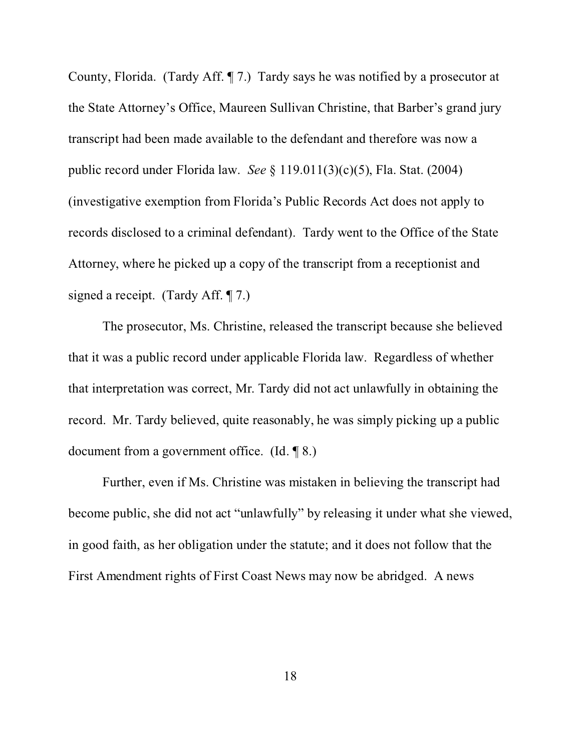County, Florida. (Tardy Aff. ¶ 7.) Tardy says he was notified by a prosecutor at the State Attorney's Office, Maureen Sullivan Christine, that Barber's grand jury transcript had been made available to the defendant and therefore was now a public record under Florida law. *See* § 119.011(3)(c)(5), Fla. Stat. (2004) (investigative exemption from Florida's Public Records Act does not apply to records disclosed to a criminal defendant). Tardy went to the Office of the State Attorney, where he picked up a copy of the transcript from a receptionist and signed a receipt. (Tardy Aff. ¶ 7.)

The prosecutor, Ms. Christine, released the transcript because she believed that it was a public record under applicable Florida law. Regardless of whether that interpretation was correct, Mr. Tardy did not act unlawfully in obtaining the record. Mr. Tardy believed, quite reasonably, he was simply picking up a public document from a government office. (Id. ¶ 8.)

Further, even if Ms. Christine was mistaken in believing the transcript had become public, she did not act "unlawfully" by releasing it under what she viewed, in good faith, as her obligation under the statute; and it does not follow that the First Amendment rights of First Coast News may now be abridged. A news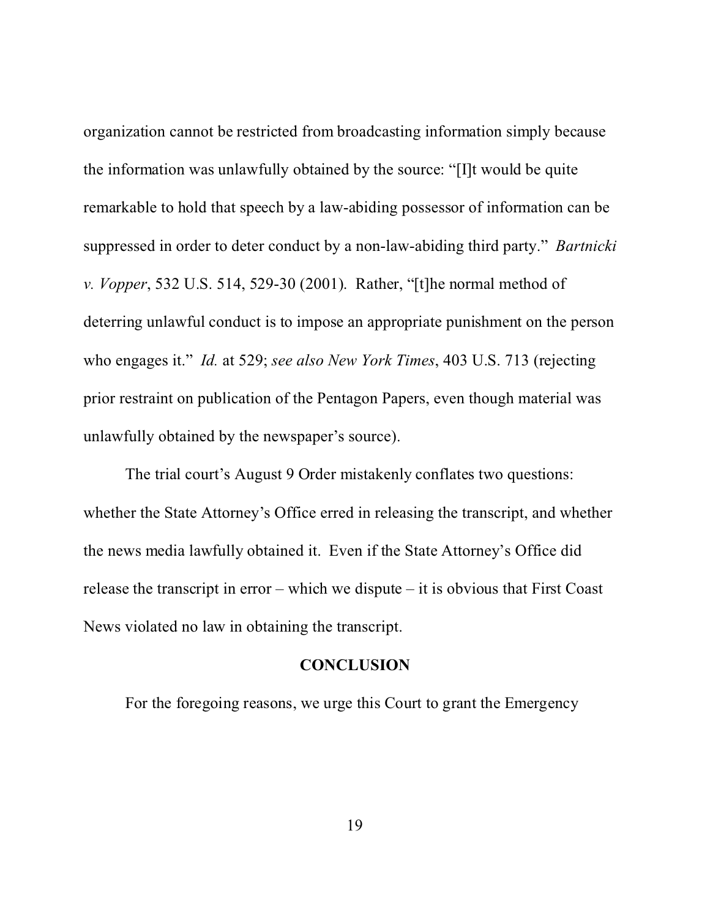organization cannot be restricted from broadcasting information simply because the information was unlawfully obtained by the source: "[I]t would be quite remarkable to hold that speech by a law-abiding possessor of information can be suppressed in order to deter conduct by a non-law-abiding third party." *Bartnicki v. Vopper*, 532 U.S. 514, 529-30 (2001). Rather, "[t]he normal method of deterring unlawful conduct is to impose an appropriate punishment on the person who engages it." *Id.* at 529; *see also New York Times*, 403 U.S. 713 (rejecting prior restraint on publication of the Pentagon Papers, even though material was unlawfully obtained by the newspaper's source).

The trial court's August 9 Order mistakenly conflates two questions: whether the State Attorney's Office erred in releasing the transcript, and whether the news media lawfully obtained it. Even if the State Attorney's Office did release the transcript in error – which we dispute – it is obvious that First Coast News violated no law in obtaining the transcript.

## CONCLUSION

For the foregoing reasons, we urge this Court to grant the Emergency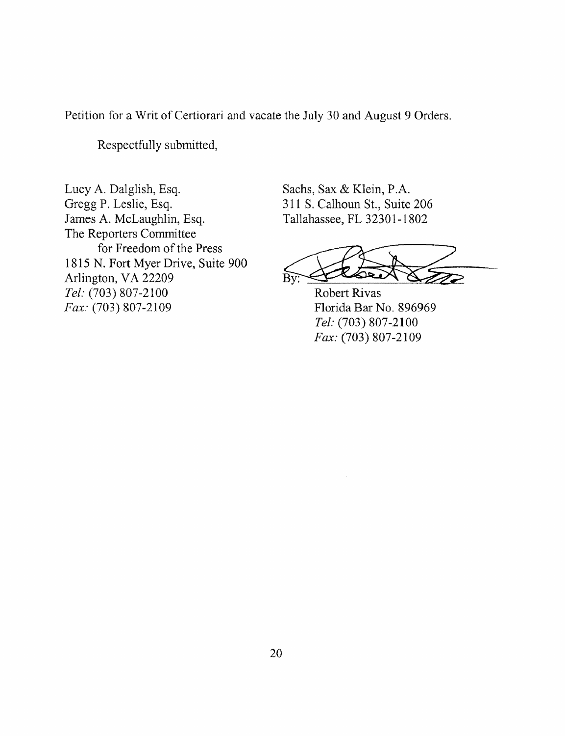Petition for a Writ of Certiorari and vacate the July 30 and August 9 Orders.

Respectfully submitted,

Lucy A. Dalglish, Esq.
Gregg P. Leslie, Esq.
James A. McLaughlin, Esq.
The Reporters Committee
for Freedom of the Press
1815 N. Fort Myer Drive, Suite 900
Arlington, VA 22209
*Tel:* (703) 807-2100
*Fax:* (703) 807-2109

Sachs, Sax & Klein, P.A.
311 S. Calhoun St., Suite 206
Tallahassee, FL 32301-1802

By: ______________________

Robert Rivas
Florida Bar No. 896969
*Tel:* (703) 807-2100
*Fax:* (703) 807-2109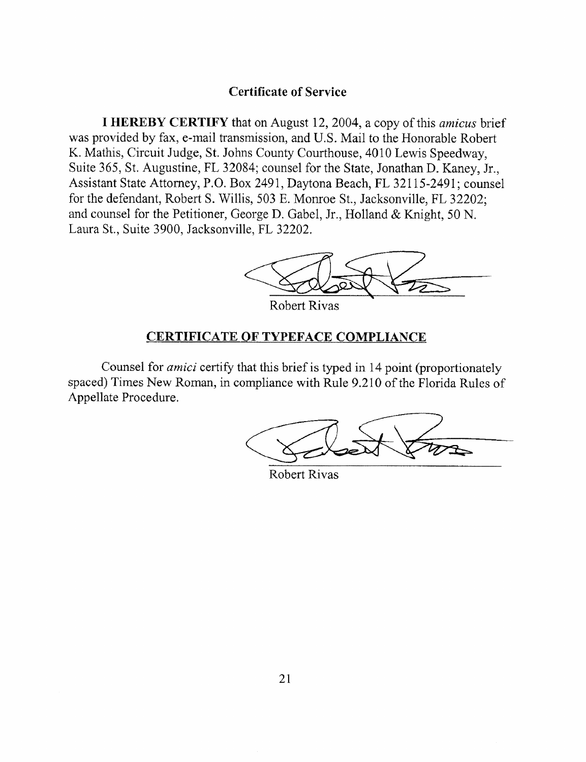## Certificate of Service

**I HEREBY CERTIFY** that on August 12, 2004, a copy of this *amicus* brief was provided by fax, e-mail transmission, and U.S. Mail to the Honorable Robert K. Mathis, Circuit Judge, St. Johns County Courthouse, 4010 Lewis Speedway, Suite 365, St. Augustine, FL 32084; counsel for the State, Jonathan D. Kaney, Jr., Assistant State Attorney, P.O. Box 2491, Daytona Beach, FL 32115-2491; counsel for the defendant, Robert S. Willis, 503 E. Monroe St., Jacksonville, FL 32202; and counsel for the Petitioner, George D. Gabel, Jr., Holland & Knight, 50 N. Laura St., Suite 3900, Jacksonville, FL 32202.

Robert Rivas

## CERTIFICATE OF TYPEFACE COMPLIANCE

Counsel for *amici* certify that this brief is typed in 14 point (proportionately spaced) Times New Roman, in compliance with Rule 9.210 of the Florida Rules of Appellate Procedure.

Robert Rivas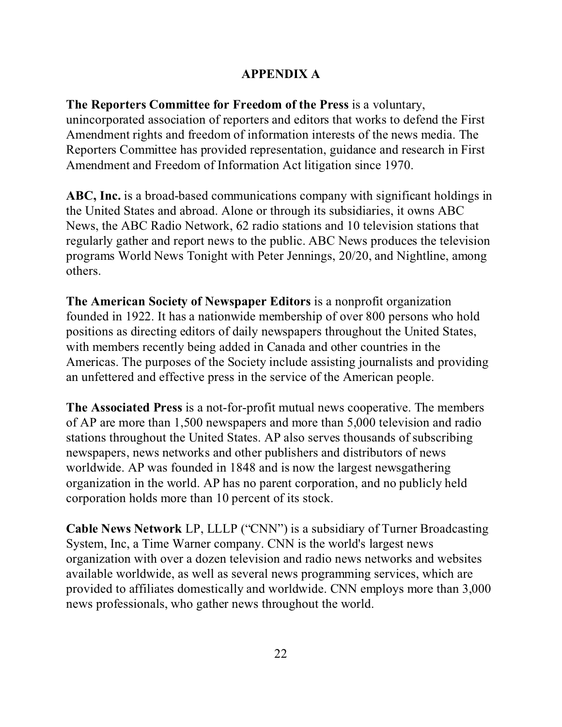# APPENDIX A

**The Reporters Committee for Freedom of the Press** is a voluntary, unincorporated association of reporters and editors that works to defend the First Amendment rights and freedom of information interests of the news media. The Reporters Committee has provided representation, guidance and research in First Amendment and Freedom of Information Act litigation since 1970.

**ABC, Inc.** is a broad-based communications company with significant holdings in the United States and abroad. Alone or through its subsidiaries, it owns ABC News, the ABC Radio Network, 62 radio stations and 10 television stations that regularly gather and report news to the public. ABC News produces the television programs World News Tonight with Peter Jennings, 20/20, and Nightline, among others.

**The American Society of Newspaper Editors** is a nonprofit organization founded in 1922. It has a nationwide membership of over 800 persons who hold positions as directing editors of daily newspapers throughout the United States, with members recently being added in Canada and other countries in the Americas. The purposes of the Society include assisting journalists and providing an unfettered and effective press in the service of the American people.

**The Associated Press** is a not-for-profit mutual news cooperative. The members of AP are more than 1,500 newspapers and more than 5,000 television and radio stations throughout the United States. AP also serves thousands of subscribing newspapers, news networks and other publishers and distributors of news worldwide. AP was founded in 1848 and is now the largest newsgathering organization in the world. AP has no parent corporation, and no publicly held corporation holds more than 10 percent of its stock.

**Cable News Network** LP, LLLP ("CNN") is a subsidiary of Turner Broadcasting System, Inc, a Time Warner company. CNN is the world's largest news organization with over a dozen television and radio news networks and websites available worldwide, as well as several news programming services, which are provided to affiliates domestically and worldwide. CNN employs more than 3,000 news professionals, who gather news throughout the world.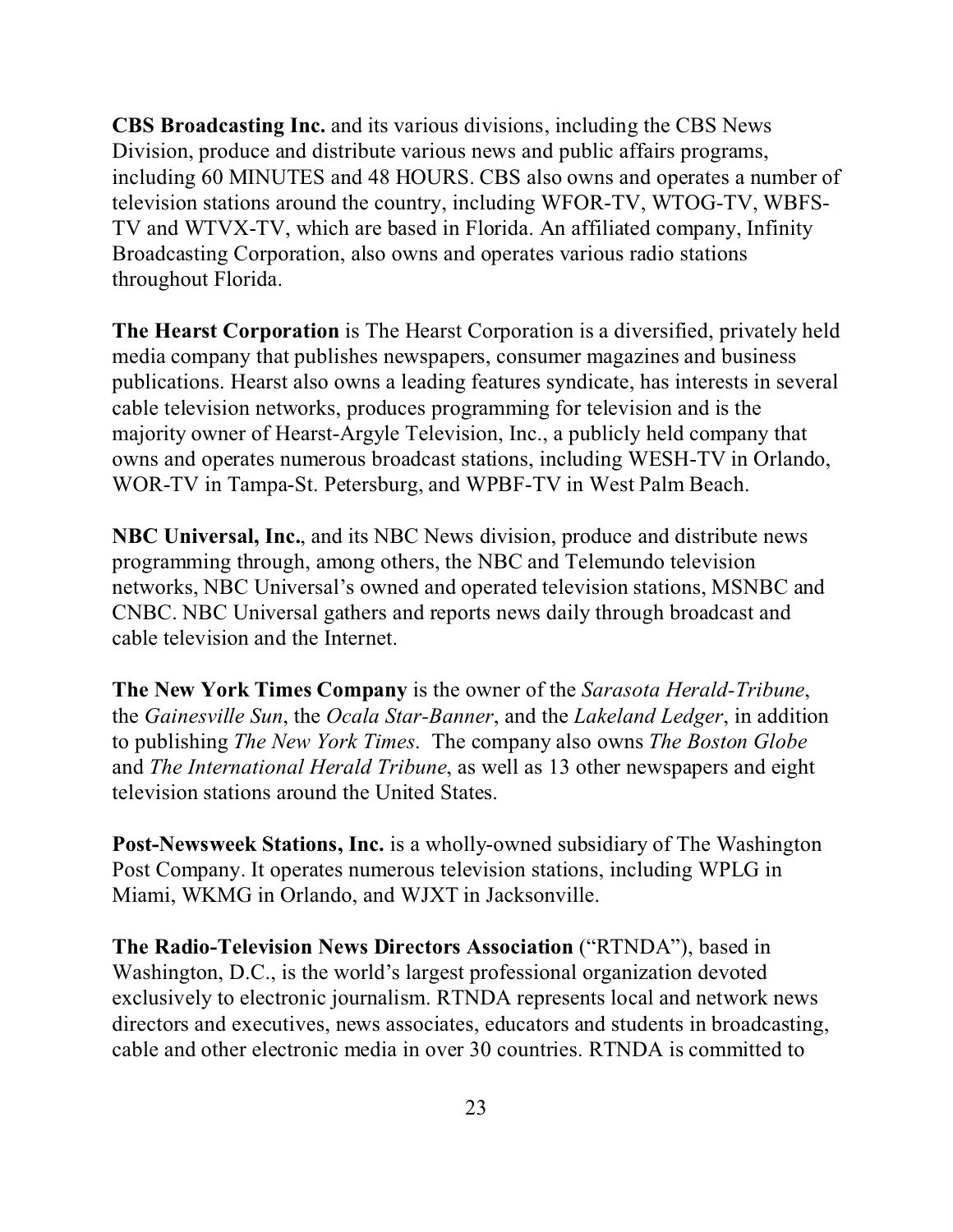**CBS Broadcasting Inc.** and its various divisions, including the CBS News Division, produce and distribute various news and public affairs programs, including 60 MINUTES and 48 HOURS. CBS also owns and operates a number of television stations around the country, including WFOR-TV, WTOG-TV, WBFS-TV and WTVX-TV, which are based in Florida. An affiliated company, Infinity Broadcasting Corporation, also owns and operates various radio stations throughout Florida.

**The Hearst Corporation** is The Hearst Corporation is a diversified, privately held media company that publishes newspapers, consumer magazines and business publications. Hearst also owns a leading features syndicate, has interests in several cable television networks, produces programming for television and is the majority owner of Hearst-Argyle Television, Inc., a publicly held company that owns and operates numerous broadcast stations, including WESH-TV in Orlando, WOR-TV in Tampa-St. Petersburg, and WPBF-TV in West Palm Beach.

**NBC Universal, Inc.**, and its NBC News division, produce and distribute news programming through, among others, the NBC and Telemundo television networks, NBC Universal's owned and operated television stations, MSNBC and CNBC. NBC Universal gathers and reports news daily through broadcast and cable television and the Internet.

**The New York Times Company** is the owner of the *Sarasota Herald-Tribune*, the *Gainesville Sun*, the *Ocala Star-Banner*, and the *Lakeland Ledger*, in addition to publishing *The New York Times*. The company also owns *The Boston Globe* and *The International Herald Tribune*, as well as 13 other newspapers and eight television stations around the United States.

**Post-Newsweek Stations, Inc.** is a wholly-owned subsidiary of The Washington Post Company. It operates numerous television stations, including WPLG in Miami, WKMG in Orlando, and WJXT in Jacksonville.

**The Radio-Television News Directors Association** ("RTNDA"), based in Washington, D.C., is the world's largest professional organization devoted exclusively to electronic journalism. RTNDA represents local and network news directors and executives, news associates, educators and students in broadcasting, cable and other electronic media in over 30 countries. RTNDA is committed to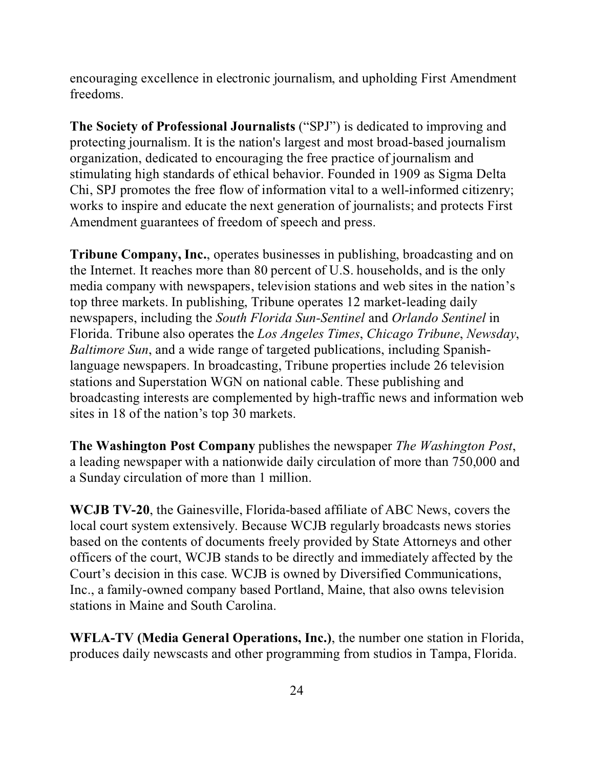encouraging excellence in electronic journalism, and upholding First Amendment freedoms.

**The Society of Professional Journalists** ("SPJ") is dedicated to improving and protecting journalism. It is the nation's largest and most broad-based journalism organization, dedicated to encouraging the free practice of journalism and stimulating high standards of ethical behavior. Founded in 1909 as Sigma Delta Chi, SPJ promotes the free flow of information vital to a well-informed citizenry; works to inspire and educate the next generation of journalists; and protects First Amendment guarantees of freedom of speech and press.

**Tribune Company, Inc.**, operates businesses in publishing, broadcasting and on the Internet. It reaches more than 80 percent of U.S. households, and is the only media company with newspapers, television stations and web sites in the nation's top three markets. In publishing, Tribune operates 12 market-leading daily newspapers, including the *South Florida Sun-Sentinel* and *Orlando Sentinel* in Florida. Tribune also operates the *Los Angeles Times*, *Chicago Tribune*, *Newsday*, *Baltimore Sun*, and a wide range of targeted publications, including Spanish-language newspapers. In broadcasting, Tribune properties include 26 television stations and Superstation WGN on national cable. These publishing and broadcasting interests are complemented by high-traffic news and information web sites in 18 of the nation's top 30 markets.

**The Washington Post Company** publishes the newspaper *The Washington Post*, a leading newspaper with a nationwide daily circulation of more than 750,000 and a Sunday circulation of more than 1 million.

**WCJB TV-20**, the Gainesville, Florida-based affiliate of ABC News, covers the local court system extensively. Because WCJB regularly broadcasts news stories based on the contents of documents freely provided by State Attorneys and other officers of the court, WCJB stands to be directly and immediately affected by the Court's decision in this case. WCJB is owned by Diversified Communications, Inc., a family-owned company based Portland, Maine, that also owns television stations in Maine and South Carolina.

**WFLA-TV (Media General Operations, Inc.)**, the number one station in Florida, produces daily newscasts and other programming from studios in Tampa, Florida.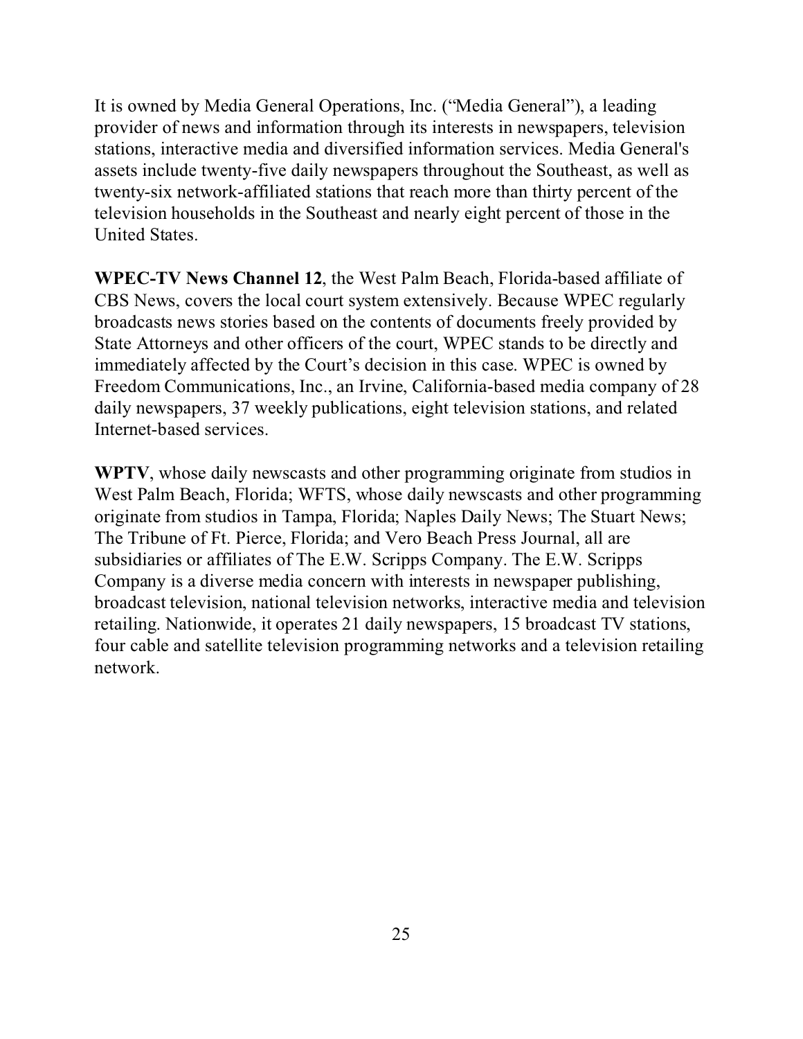It is owned by Media General Operations, Inc. ("Media General"), a leading provider of news and information through its interests in newspapers, television stations, interactive media and diversified information services. Media General's assets include twenty-five daily newspapers throughout the Southeast, as well as twenty-six network-affiliated stations that reach more than thirty percent of the television households in the Southeast and nearly eight percent of those in the United States.

**WPEC-TV News Channel 12**, the West Palm Beach, Florida-based affiliate of CBS News, covers the local court system extensively. Because WPEC regularly broadcasts news stories based on the contents of documents freely provided by State Attorneys and other officers of the court, WPEC stands to be directly and immediately affected by the Court's decision in this case. WPEC is owned by Freedom Communications, Inc., an Irvine, California-based media company of 28 daily newspapers, 37 weekly publications, eight television stations, and related Internet-based services.

**WPTV**, whose daily newscasts and other programming originate from studios in West Palm Beach, Florida; WFTS, whose daily newscasts and other programming originate from studios in Tampa, Florida; Naples Daily News; The Stuart News; The Tribune of Ft. Pierce, Florida; and Vero Beach Press Journal, all are subsidiaries or affiliates of The E.W. Scripps Company. The E.W. Scripps Company is a diverse media concern with interests in newspaper publishing, broadcast television, national television networks, interactive media and television retailing. Nationwide, it operates 21 daily newspapers, 15 broadcast TV stations, four cable and satellite television programming networks and a television retailing network.